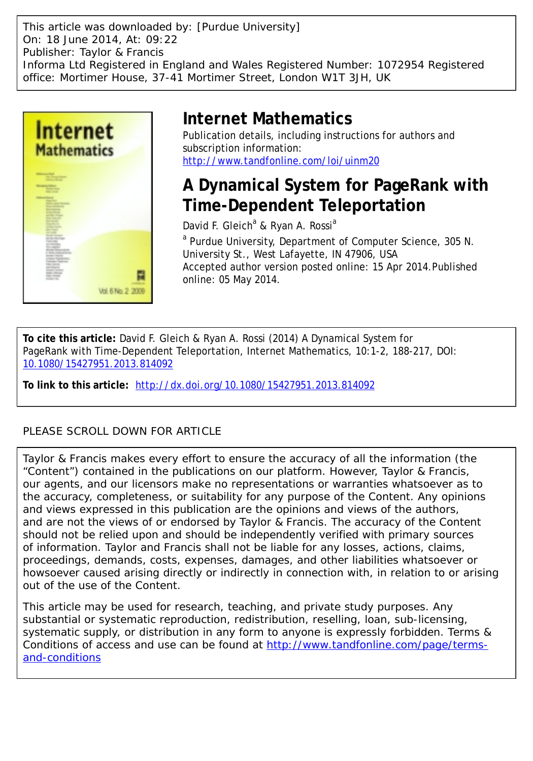This article was downloaded by: [Purdue University]
On: 18 June 2014, At: 09:22
Publisher: Taylor & Francis
Informa Ltd Registered in England and Wales Registered Number: 1072954 Registered office: Mortimer House, 37-41 Mortimer Street, London W1T 3JH, UK

# Internet Mathematics

Publication details, including instructions for authors and subscription information:
http://www.tandfonline.com/loi/uinm20

# A Dynamical System for PageRank with Time-Dependent Teleportation

David F. Gleich[a] & Ryan A. Rossi[a]

[a] Purdue University, Department of Computer Science, 305 N. University St., West Lafayette, IN 47906, USA

Accepted author version posted online: 15 Apr 2014. Published online: 05 May 2014.

**To cite this article:** David F. Gleich & Ryan A. Rossi (2014) A Dynamical System for PageRank with Time-Dependent Teleportation, Internet Mathematics, 10:1-2, 188-217, DOI: 10.1080/15427951.2013.814092

**To link to this article:** http://dx.doi.org/10.1080/15427951.2013.814092

PLEASE SCROLL DOWN FOR ARTICLE

Taylor & Francis makes every effort to ensure the accuracy of all the information (the "Content") contained in the publications on our platform. However, Taylor & Francis, our agents, and our licensors make no representations or warranties whatsoever as to the accuracy, completeness, or suitability for any purpose of the Content. Any opinions and views expressed in this publication are the opinions and views of the authors, and are not the views of or endorsed by Taylor & Francis. The accuracy of the Content should not be relied upon and should be independently verified with primary sources of information. Taylor and Francis shall not be liable for any losses, actions, claims, proceedings, demands, costs, expenses, damages, and other liabilities whatsoever or howsoever caused arising directly or indirectly in connection with, in relation to or arising out of the use of the Content.

This article may be used for research, teaching, and private study purposes. Any substantial or systematic reproduction, redistribution, reselling, loan, sub-licensing, systematic supply, or distribution in any form to anyone is expressly forbidden. Terms & Conditions of access and use can be found at http://www.tandfonline.com/page/terms-and-conditions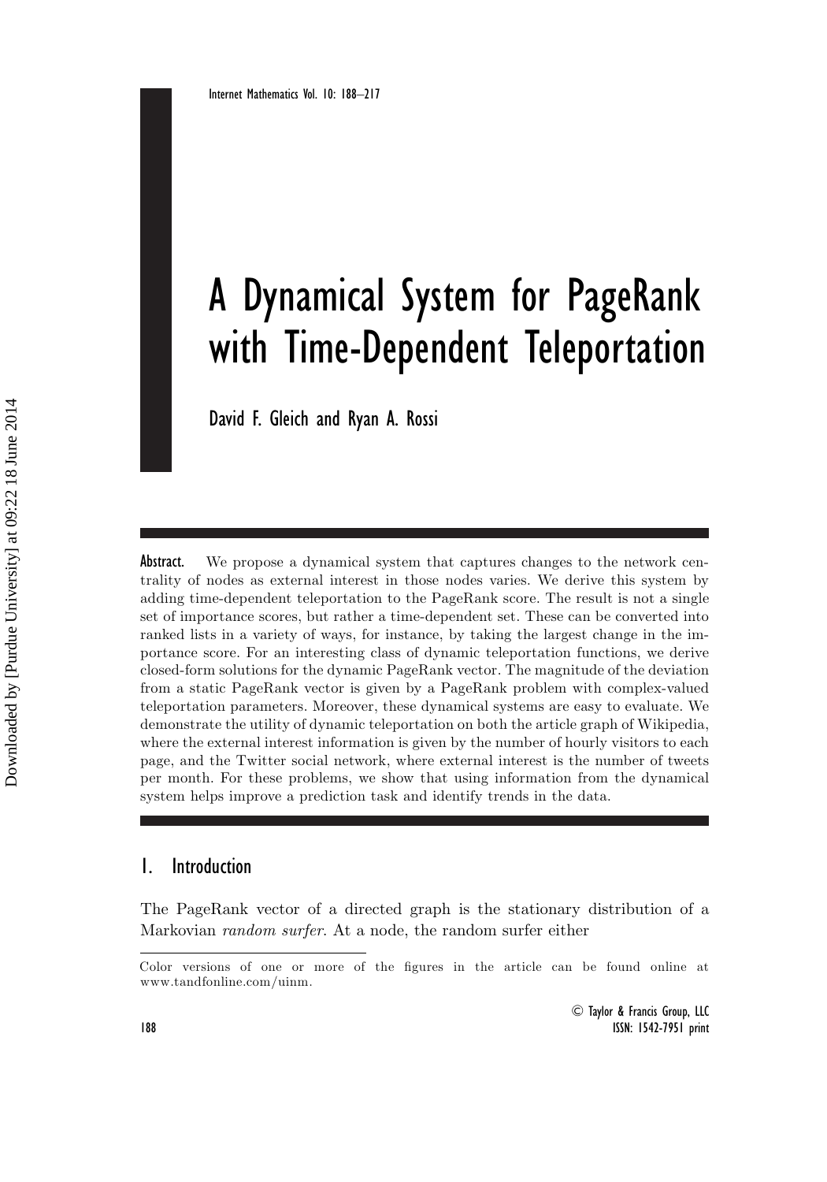# A Dynamical System for PageRank with Time-Dependent Teleportation

David F. Gleich and Ryan A. Rossi

**Abstract.** We propose a dynamical system that captures changes to the network centrality of nodes as external interest in those nodes varies. We derive this system by adding time-dependent teleportation to the PageRank score. The result is not a single set of importance scores, but rather a time-dependent set. These can be converted into ranked lists in a variety of ways, for instance, by taking the largest change in the importance score. For an interesting class of dynamic teleportation functions, we derive closed-form solutions for the dynamic PageRank vector. The magnitude of the deviation from a static PageRank vector is given by a PageRank problem with complex-valued teleportation parameters. Moreover, these dynamical systems are easy to evaluate. We demonstrate the utility of dynamic teleportation on both the article graph of Wikipedia, where the external interest information is given by the number of hourly visitors to each page, and the Twitter social network, where external interest is the number of tweets per month. For these problems, we show that using information from the dynamical system helps improve a prediction task and identify trends in the data.

## 1. Introduction

The PageRank vector of a directed graph is the stationary distribution of a Markovian *random surfer*. At a node, the random surfer either

Color versions of one or more of the figures in the article can be found online at www.tandfonline.com/uinm.

© Taylor & Francis Group, LLC
ISSN: 1542-7951 print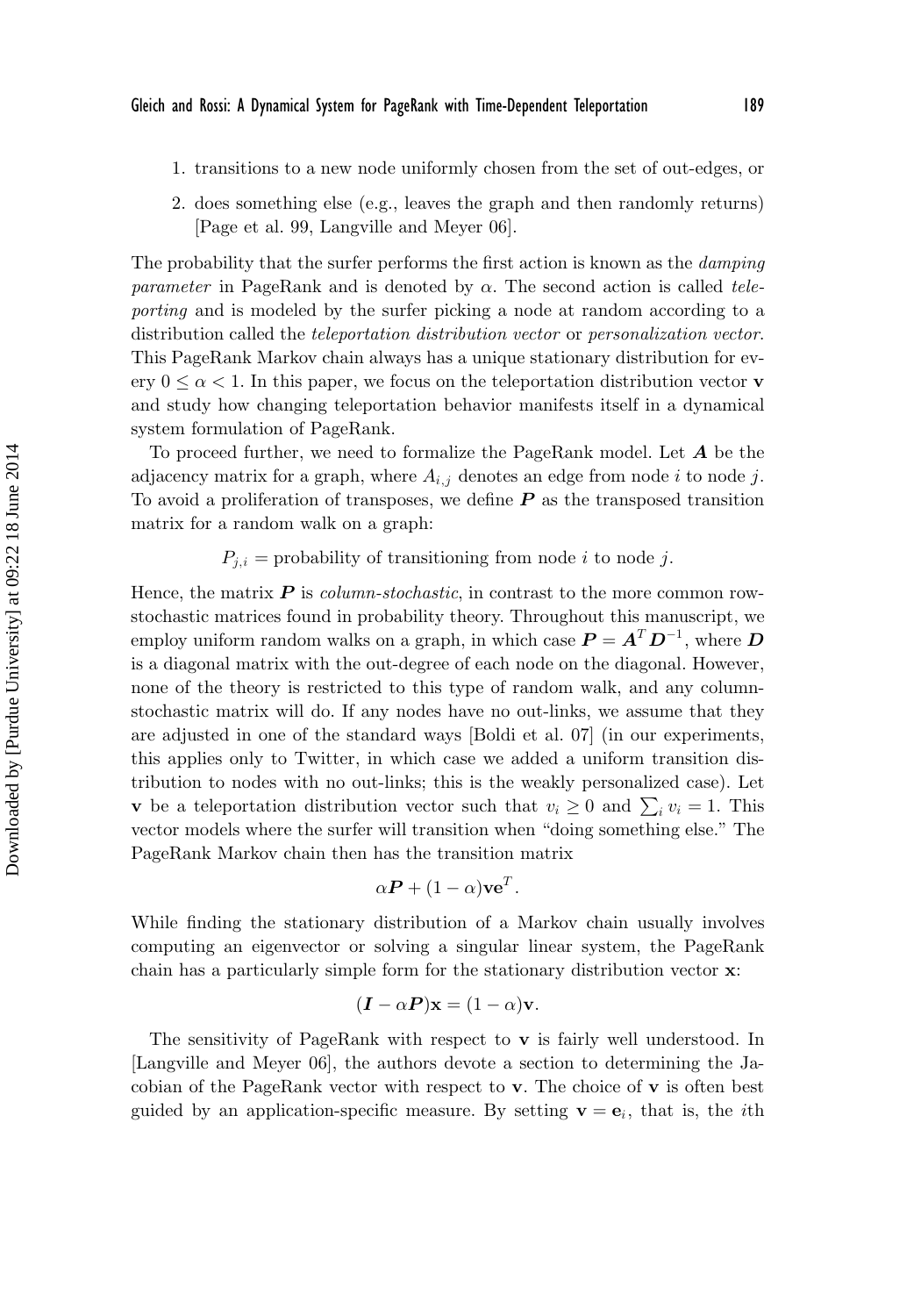1. transitions to a new node uniformly chosen from the set of out-edges, or
2. does something else (e.g., leaves the graph and then randomly returns) [Page et al. 99, Langville and Meyer 06].

The probability that the surfer performs the first action is known as the *damping parameter* in PageRank and is denoted by $\alpha$. The second action is called *teleporting* and is modeled by the surfer picking a node at random according to a distribution called the *teleportation distribution vector* or *personalization vector*. This PageRank Markov chain always has a unique stationary distribution for every $0 \leq \alpha < 1$. In this paper, we focus on the teleportation distribution vector $\mathbf{v}$ and study how changing teleportation behavior manifests itself in a dynamical system formulation of PageRank.

To proceed further, we need to formalize the PageRank model. Let $\boldsymbol{A}$ be the adjacency matrix for a graph, where $A_{i,j}$ denotes an edge from node $i$ to node $j$. To avoid a proliferation of transposes, we define $\boldsymbol{P}$ as the transposed transition matrix for a random walk on a graph:

$$P_{j,i} = \text{probability of transitioning from node } i \text{ to node } j.$$

Hence, the matrix $\boldsymbol{P}$ is *column-stochastic*, in contrast to the more common row-stochastic matrices found in probability theory. Throughout this manuscript, we employ uniform random walks on a graph, in which case $\boldsymbol{P} = \boldsymbol{A}^T \boldsymbol{D}^{-1}$, where $\boldsymbol{D}$ is a diagonal matrix with the out-degree of each node on the diagonal. However, none of the theory is restricted to this type of random walk, and any column-stochastic matrix will do. If any nodes have no out-links, we assume that they are adjusted in one of the standard ways [Boldi et al. 07] (in our experiments, this applies only to Twitter, in which case we added a uniform transition distribution to nodes with no out-links; this is the weakly personalized case). Let $\mathbf{v}$ be a teleportation distribution vector such that $v_i \geq 0$ and $\sum_i v_i = 1$. This vector models where the surfer will transition when "doing something else." The PageRank Markov chain then has the transition matrix

$$\alpha \boldsymbol{P} + (1-\alpha)\mathbf{v}\mathbf{e}^T.$$

While finding the stationary distribution of a Markov chain usually involves computing an eigenvector or solving a singular linear system, the PageRank chain has a particularly simple form for the stationary distribution vector $\mathbf{x}$:

$$(\boldsymbol{I} - \alpha \boldsymbol{P})\mathbf{x} = (1-\alpha)\mathbf{v}.$$

The sensitivity of PageRank with respect to $\mathbf{v}$ is fairly well understood. In [Langville and Meyer 06], the authors devote a section to determining the Jacobian of the PageRank vector with respect to $\mathbf{v}$. The choice of $\mathbf{v}$ is often best guided by an application-specific measure. By setting $\mathbf{v} = \mathbf{e}_i$, that is, the $i$th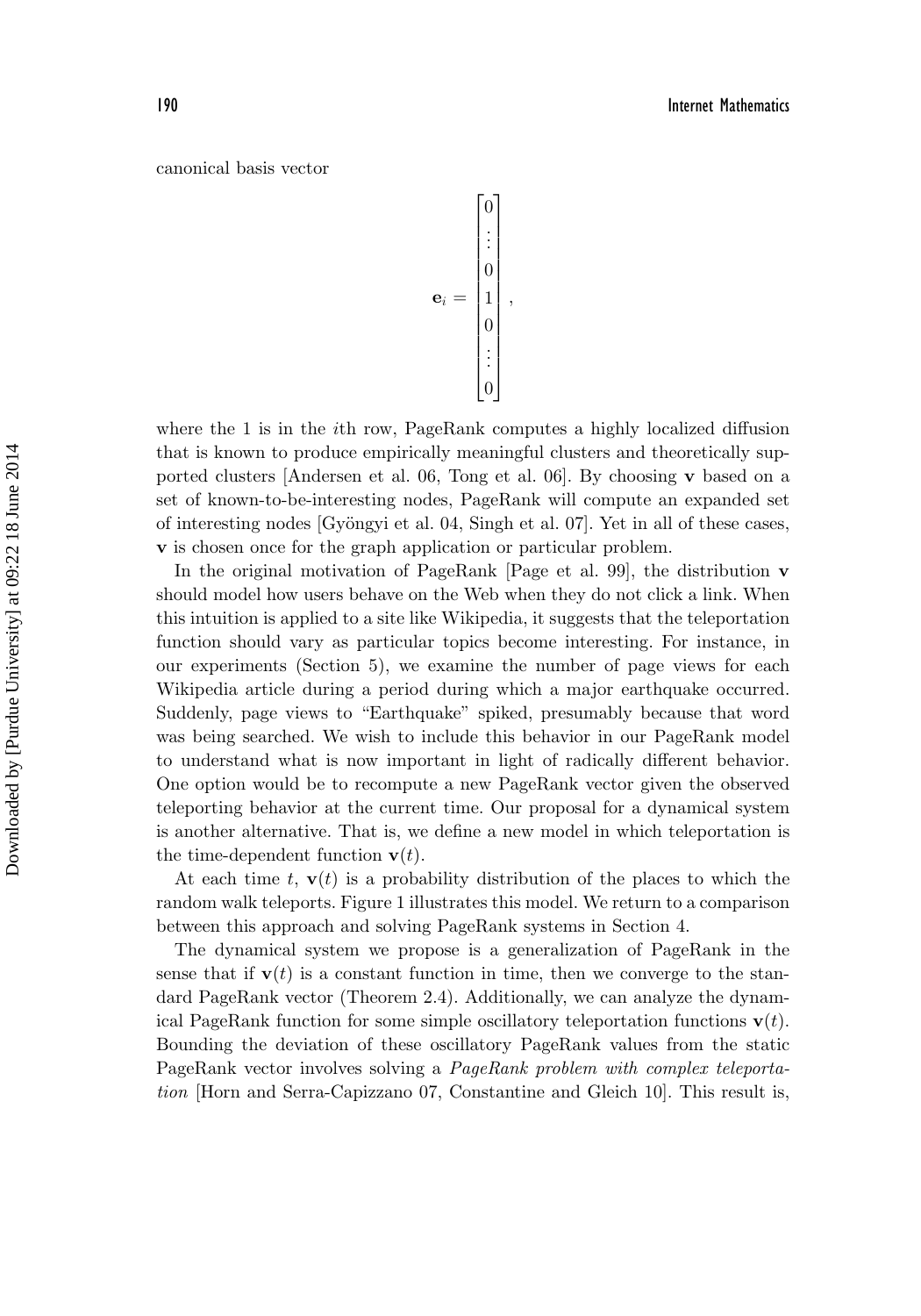canonical basis vector

$$\mathbf{e}_i = \begin{bmatrix} 0 \\ \vdots \\ 0 \\ 1 \\ 0 \\ \vdots \\ 0 \end{bmatrix},$$

where the 1 is in the $i$th row, PageRank computes a highly localized diffusion that is known to produce empirically meaningful clusters and theoretically supported clusters [Andersen et al. 06, Tong et al. 06]. By choosing $\mathbf{v}$ based on a set of known-to-be-interesting nodes, PageRank will compute an expanded set of interesting nodes [Gyöngyi et al. 04, Singh et al. 07]. Yet in all of these cases, $\mathbf{v}$ is chosen once for the graph application or particular problem.

In the original motivation of PageRank [Page et al. 99], the distribution $\mathbf{v}$ should model how users behave on the Web when they do not click a link. When this intuition is applied to a site like Wikipedia, it suggests that the teleportation function should vary as particular topics become interesting. For instance, in our experiments (Section 5), we examine the number of page views for each Wikipedia article during a period during which a major earthquake occurred. Suddenly, page views to "Earthquake" spiked, presumably because that word was being searched. We wish to include this behavior in our PageRank model to understand what is now important in light of radically different behavior. One option would be to recompute a new PageRank vector given the observed teleporting behavior at the current time. Our proposal for a dynamical system is another alternative. That is, we define a new model in which teleportation is the time-dependent function $\mathbf{v}(t)$.

At each time $t$, $\mathbf{v}(t)$ is a probability distribution of the places to which the random walk teleports. Figure 1 illustrates this model. We return to a comparison between this approach and solving PageRank systems in Section 4.

The dynamical system we propose is a generalization of PageRank in the sense that if $\mathbf{v}(t)$ is a constant function in time, then we converge to the standard PageRank vector (Theorem 2.4). Additionally, we can analyze the dynamical PageRank function for some simple oscillatory teleportation functions $\mathbf{v}(t)$. Bounding the deviation of these oscillatory PageRank values from the static PageRank vector involves solving a *PageRank problem with complex teleportation* [Horn and Serra-Capizzano 07, Constantine and Gleich 10]. This result is,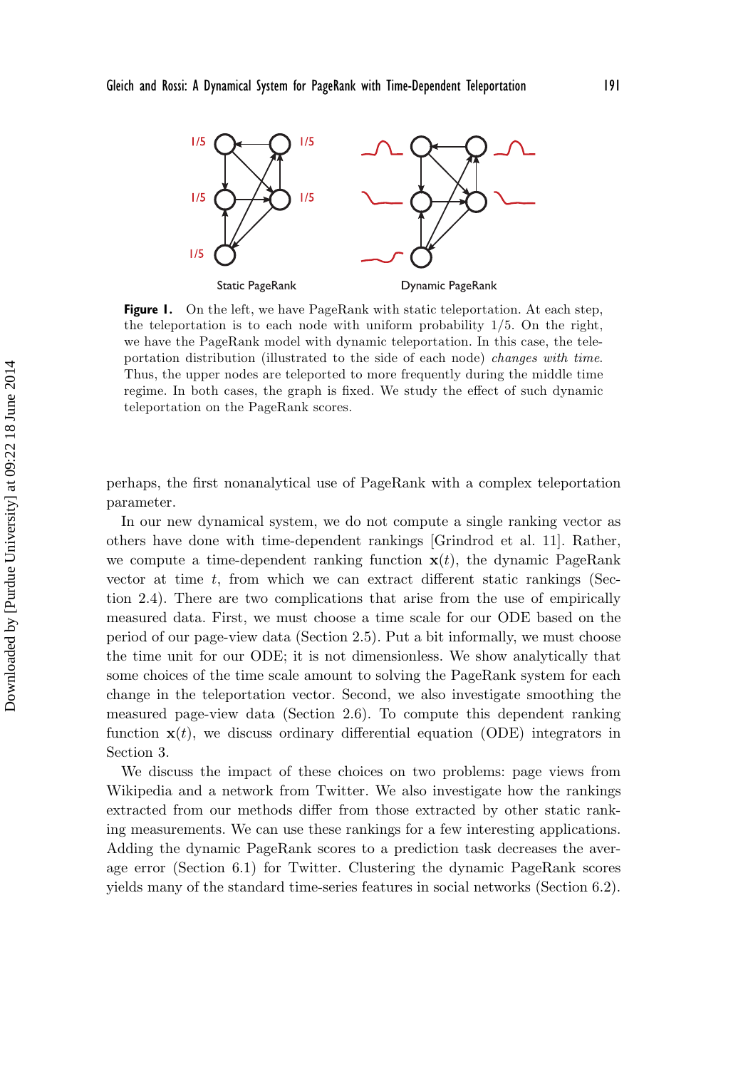**Figure 1.** On the left, we have PageRank with static teleportation. At each step, the teleportation is to each node with uniform probability 1/5. On the right, we have the PageRank model with dynamic teleportation. In this case, the teleportation distribution (illustrated to the side of each node) *changes with time*. Thus, the upper nodes are teleported to more frequently during the middle time regime. In both cases, the graph is fixed. We study the effect of such dynamic teleportation on the PageRank scores.

perhaps, the first nonanalytical use of PageRank with a complex teleportation parameter.

In our new dynamical system, we do not compute a single ranking vector as others have done with time-dependent rankings [Grindrod et al. 11]. Rather, we compute a time-dependent ranking function $\mathbf{x}(t)$, the dynamic PageRank vector at time $t$, from which we can extract different static rankings (Section 2.4). There are two complications that arise from the use of empirically measured data. First, we must choose a time scale for our ODE based on the period of our page-view data (Section 2.5). Put a bit informally, we must choose the time unit for our ODE; it is not dimensionless. We show analytically that some choices of the time scale amount to solving the PageRank system for each change in the teleportation vector. Second, we also investigate smoothing the measured page-view data (Section 2.6). To compute this dependent ranking function $\mathbf{x}(t)$, we discuss ordinary differential equation (ODE) integrators in Section 3.

We discuss the impact of these choices on two problems: page views from Wikipedia and a network from Twitter. We also investigate how the rankings extracted from our methods differ from those extracted by other static ranking measurements. We can use these rankings for a few interesting applications. Adding the dynamic PageRank scores to a prediction task decreases the average error (Section 6.1) for Twitter. Clustering the dynamic PageRank scores yields many of the standard time-series features in social networks (Section 6.2).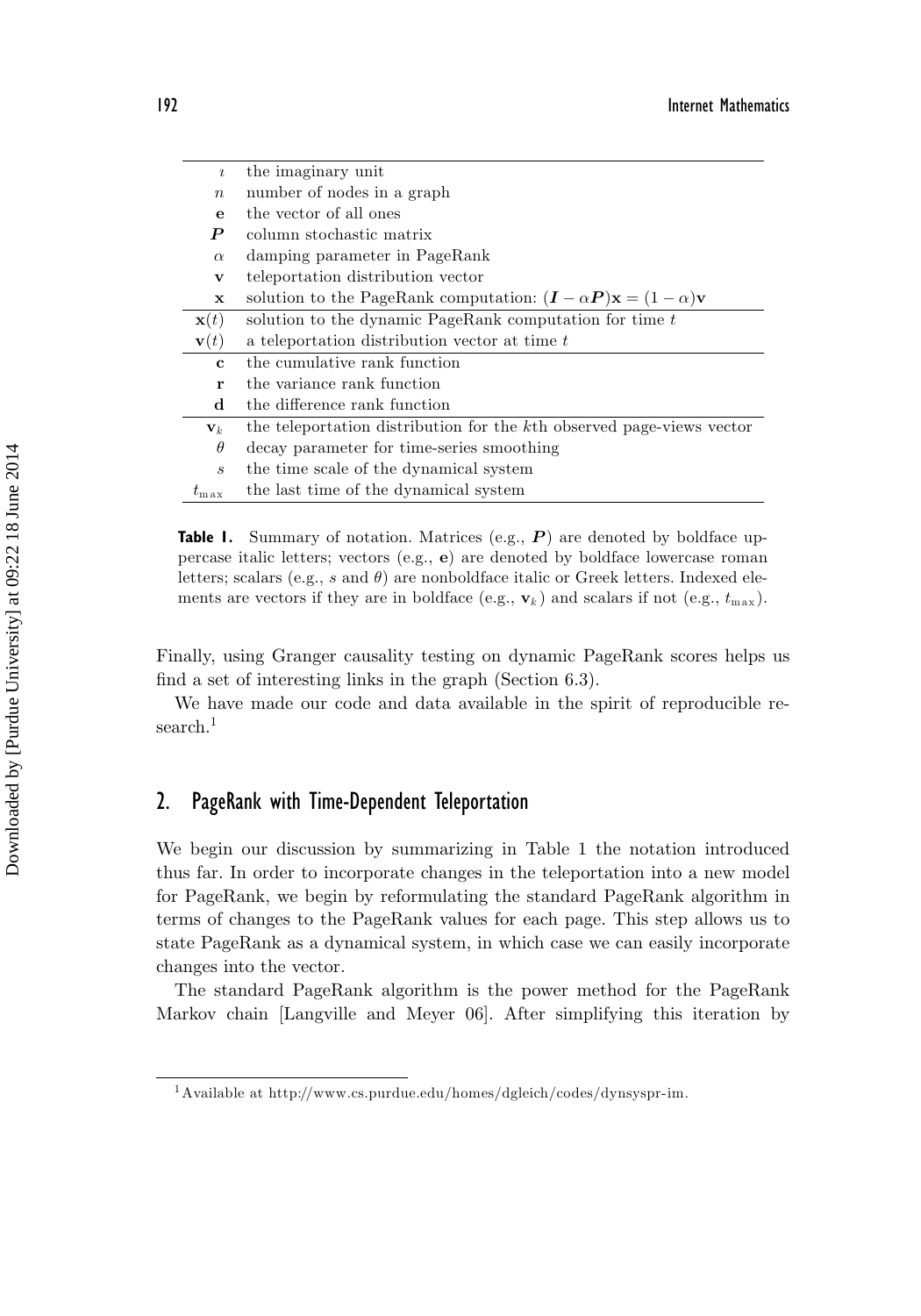| | |
|---|---|
| $\imath$ | the imaginary unit |
| $n$ | number of nodes in a graph |
| $\mathbf{e}$ | the vector of all ones |
| $\boldsymbol{P}$ | column stochastic matrix |
| $\alpha$ | damping parameter in PageRank |
| $\mathbf{v}$ | teleportation distribution vector |
| $\mathbf{x}$ | solution to the PageRank computation: $(\boldsymbol{I} - \alpha\boldsymbol{P})\mathbf{x} = (1-\alpha)\mathbf{v}$ |
| $\mathbf{x}(t)$ | solution to the dynamic PageRank computation for time $t$ |
| $\mathbf{v}(t)$ | a teleportation distribution vector at time $t$ |
| $\mathbf{c}$ | the cumulative rank function |
| $\mathbf{r}$ | the variance rank function |
| $\mathbf{d}$ | the difference rank function |
| $\mathbf{v}_k$ | the teleportation distribution for the $k$th observed page-views vector |
| $\theta$ | decay parameter for time-series smoothing |
| $s$ | the time scale of the dynamical system |
| $t_{\max}$ | the last time of the dynamical system |

**Table 1.** Summary of notation. Matrices (e.g., $\boldsymbol{P}$) are denoted by boldface uppercase italic letters; vectors (e.g., $\mathbf{e}$) are denoted by boldface lowercase roman letters; scalars (e.g., $s$ and $\theta$) are nonboldface italic or Greek letters. Indexed elements are vectors if they are in boldface (e.g., $\mathbf{v}_k$) and scalars if not (e.g., $t_{\max}$).

Finally, using Granger causality testing on dynamic PageRank scores helps us find a set of interesting links in the graph (Section 6.3).

We have made our code and data available in the spirit of reproducible research.[1]

## 2. PageRank with Time-Dependent Teleportation

We begin our discussion by summarizing in Table 1 the notation introduced thus far. In order to incorporate changes in the teleportation into a new model for PageRank, we begin by reformulating the standard PageRank algorithm in terms of changes to the PageRank values for each page. This step allows us to state PageRank as a dynamical system, in which case we can easily incorporate changes into the vector.

The standard PageRank algorithm is the power method for the PageRank Markov chain [Langville and Meyer 06]. After simplifying this iteration by

[1] Available at http://www.cs.purdue.edu/homes/dgleich/codes/dynsyspr-im.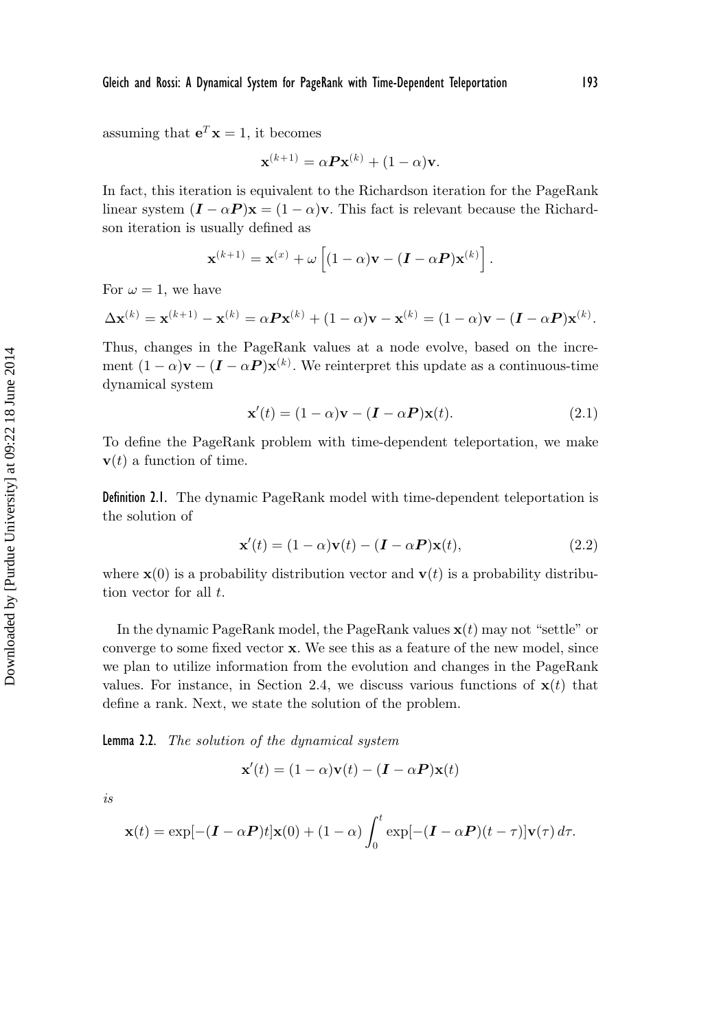assuming that $\mathbf{e}^T\mathbf{x} = 1$, it becomes

$$\mathbf{x}^{(k+1)} = \alpha \boldsymbol{P}\mathbf{x}^{(k)} + (1-\alpha)\mathbf{v}.$$

In fact, this iteration is equivalent to the Richardson iteration for the PageRank linear system $(\boldsymbol{I} - \alpha\boldsymbol{P})\mathbf{x} = (1-\alpha)\mathbf{v}$. This fact is relevant because the Richardson iteration is usually defined as

$$\mathbf{x}^{(k+1)} = \mathbf{x}^{(x)} + \omega\left[(1-\alpha)\mathbf{v} - (\boldsymbol{I} - \alpha\boldsymbol{P})\mathbf{x}^{(k)}\right].$$

For $\omega = 1$, we have

$$\Delta\mathbf{x}^{(k)} = \mathbf{x}^{(k+1)} - \mathbf{x}^{(k)} = \alpha\boldsymbol{P}\mathbf{x}^{(k)} + (1-\alpha)\mathbf{v} - \mathbf{x}^{(k)} = (1-\alpha)\mathbf{v} - (\boldsymbol{I} - \alpha\boldsymbol{P})\mathbf{x}^{(k)}.$$

Thus, changes in the PageRank values at a node evolve, based on the increment $(1-\alpha)\mathbf{v} - (\boldsymbol{I} - \alpha\boldsymbol{P})\mathbf{x}^{(k)}$. We reinterpret this update as a continuous-time dynamical system

$$\mathbf{x}'(t) = (1-\alpha)\mathbf{v} - (\boldsymbol{I} - \alpha\boldsymbol{P})\mathbf{x}(t). \tag{2.1}$$

To define the PageRank problem with time-dependent teleportation, we make $\mathbf{v}(t)$ a function of time.

**Definition 2.1.** The dynamic PageRank model with time-dependent teleportation is the solution of

$$\mathbf{x}'(t) = (1-\alpha)\mathbf{v}(t) - (\boldsymbol{I} - \alpha\boldsymbol{P})\mathbf{x}(t), \tag{2.2}$$

where $\mathbf{x}(0)$ is a probability distribution vector and $\mathbf{v}(t)$ is a probability distribution vector for all $t$.

In the dynamic PageRank model, the PageRank values $\mathbf{x}(t)$ may not "settle" or converge to some fixed vector $\mathbf{x}$. We see this as a feature of the new model, since we plan to utilize information from the evolution and changes in the PageRank values. For instance, in Section 2.4, we discuss various functions of $\mathbf{x}(t)$ that define a rank. Next, we state the solution of the problem.

**Lemma 2.2.** *The solution of the dynamical system*

$$\mathbf{x}'(t) = (1-\alpha)\mathbf{v}(t) - (\boldsymbol{I} - \alpha\boldsymbol{P})\mathbf{x}(t)$$

*is*

$$\mathbf{x}(t) = \exp[-(\boldsymbol{I} - \alpha\boldsymbol{P})t]\mathbf{x}(0) + (1-\alpha)\int_0^t \exp[-(\boldsymbol{I} - \alpha\boldsymbol{P})(t-\tau)]\mathbf{v}(\tau)\,d\tau.$$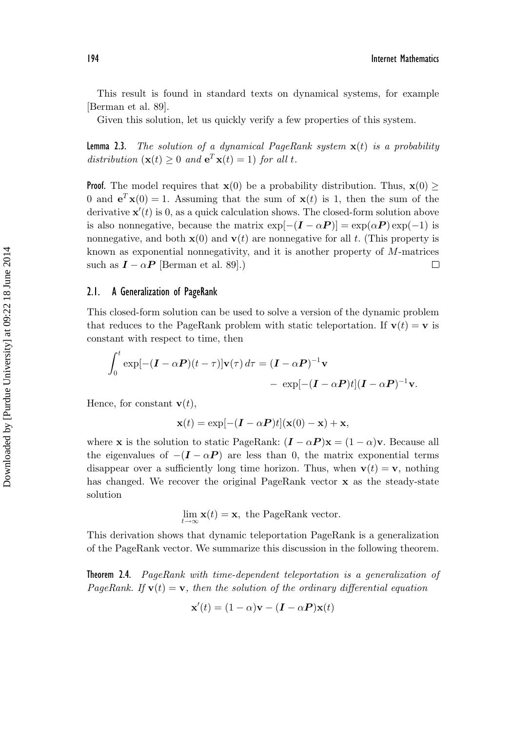This result is found in standard texts on dynamical systems, for example [Berman et al. 89].

Given this solution, let us quickly verify a few properties of this system.

**Lemma 2.3.** *The solution of a dynamical PageRank system* $\mathbf{x}(t)$ *is a probability distribution* ($\mathbf{x}(t) \geq 0$ *and* $\mathbf{e}^T\mathbf{x}(t) = 1$) *for all* $t$.

**Proof.** The model requires that $\mathbf{x}(0)$ be a probability distribution. Thus, $\mathbf{x}(0) \geq 0$ and $\mathbf{e}^T\mathbf{x}(0) = 1$. Assuming that the sum of $\mathbf{x}(t)$ is 1, then the sum of the derivative $\mathbf{x}'(t)$ is 0, as a quick calculation shows. The closed-form solution above is also nonnegative, because the matrix $\exp[-(\boldsymbol{I} - \alpha\boldsymbol{P})] = \exp(\alpha\boldsymbol{P})\exp(-1)$ is nonnegative, and both $\mathbf{x}(0)$ and $\mathbf{v}(t)$ are nonnegative for all $t$. (This property is known as exponential nonnegativity, and it is another property of $M$-matrices such as $\boldsymbol{I} - \alpha\boldsymbol{P}$ [Berman et al. 89].) □

## 2.1. A Generalization of PageRank

This closed-form solution can be used to solve a version of the dynamic problem that reduces to the PageRank problem with static teleportation. If $\mathbf{v}(t) = \mathbf{v}$ is constant with respect to time, then

$$\int_0^t \exp[-(\boldsymbol{I} - \alpha\boldsymbol{P})(t-\tau)]\mathbf{v}(\tau)\,d\tau = (\boldsymbol{I} - \alpha\boldsymbol{P})^{-1}\mathbf{v} - \exp[-(\boldsymbol{I} - \alpha\boldsymbol{P})t](\boldsymbol{I} - \alpha\boldsymbol{P})^{-1}\mathbf{v}.$$

Hence, for constant $\mathbf{v}(t)$,

$$\mathbf{x}(t) = \exp[-(\boldsymbol{I} - \alpha\boldsymbol{P})t](\mathbf{x}(0) - \mathbf{x}) + \mathbf{x},$$

where $\mathbf{x}$ is the solution to static PageRank: $(\boldsymbol{I} - \alpha\boldsymbol{P})\mathbf{x} = (1-\alpha)\mathbf{v}$. Because all the eigenvalues of $-(\boldsymbol{I} - \alpha\boldsymbol{P})$ are less than 0, the matrix exponential terms disappear over a sufficiently long time horizon. Thus, when $\mathbf{v}(t) = \mathbf{v}$, nothing has changed. We recover the original PageRank vector $\mathbf{x}$ as the steady-state solution

$$\lim_{t\to\infty} \mathbf{x}(t) = \mathbf{x}, \text{ the PageRank vector.}$$

This derivation shows that dynamic teleportation PageRank is a generalization of the PageRank vector. We summarize this discussion in the following theorem.

**Theorem 2.4.** *PageRank with time-dependent teleportation is a generalization of PageRank. If* $\mathbf{v}(t) = \mathbf{v}$*, then the solution of the ordinary differential equation*

$$\mathbf{x}'(t) = (1-\alpha)\mathbf{v} - (\boldsymbol{I} - \alpha\boldsymbol{P})\mathbf{x}(t)$$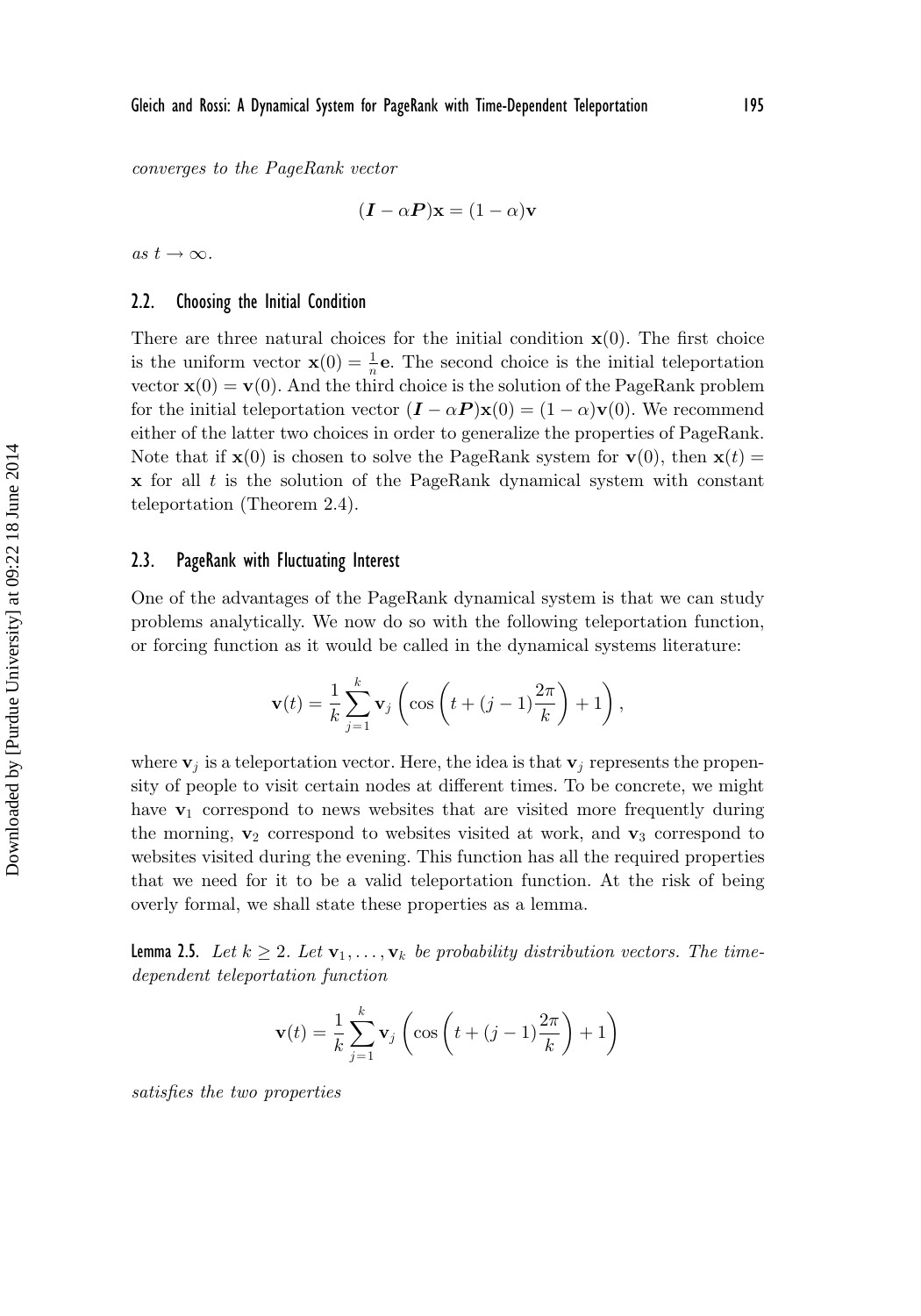*converges to the PageRank vector*

$$(\boldsymbol{I} - \alpha \boldsymbol{P})\mathbf{x} = (1-\alpha)\mathbf{v}$$

*as* $t \to \infty$.

### 2.2. Choosing the Initial Condition

There are three natural choices for the initial condition $\mathbf{x}(0)$. The first choice is the uniform vector $\mathbf{x}(0) = \frac{1}{n}\mathbf{e}$. The second choice is the initial teleportation vector $\mathbf{x}(0) = \mathbf{v}(0)$. And the third choice is the solution of the PageRank problem for the initial teleportation vector $(\boldsymbol{I} - \alpha \boldsymbol{P})\mathbf{x}(0) = (1-\alpha)\mathbf{v}(0)$. We recommend either of the latter two choices in order to generalize the properties of PageRank. Note that if $\mathbf{x}(0)$ is chosen to solve the PageRank system for $\mathbf{v}(0)$, then $\mathbf{x}(t) = \mathbf{x}$ for all $t$ is the solution of the PageRank dynamical system with constant teleportation (Theorem 2.4).

### 2.3. PageRank with Fluctuating Interest

One of the advantages of the PageRank dynamical system is that we can study problems analytically. We now do so with the following teleportation function, or forcing function as it would be called in the dynamical systems literature:

$$\mathbf{v}(t) = \frac{1}{k}\sum_{j=1}^{k} \mathbf{v}_j \left( \cos\left(t + (j-1)\frac{2\pi}{k}\right) + 1 \right),$$

where $\mathbf{v}_j$ is a teleportation vector. Here, the idea is that $\mathbf{v}_j$ represents the propensity of people to visit certain nodes at different times. To be concrete, we might have $\mathbf{v}_1$ correspond to news websites that are visited more frequently during the morning, $\mathbf{v}_2$ correspond to websites visited at work, and $\mathbf{v}_3$ correspond to websites visited during the evening. This function has all the required properties that we need for it to be a valid teleportation function. At the risk of being overly formal, we shall state these properties as a lemma.

**Lemma 2.5.** *Let* $k \geq 2$. *Let* $\mathbf{v}_1, \ldots, \mathbf{v}_k$ *be probability distribution vectors. The time-dependent teleportation function*

$$\mathbf{v}(t) = \frac{1}{k}\sum_{j=1}^{k} \mathbf{v}_j \left( \cos\left(t + (j-1)\frac{2\pi}{k}\right) + 1 \right)$$

*satisfies the two properties*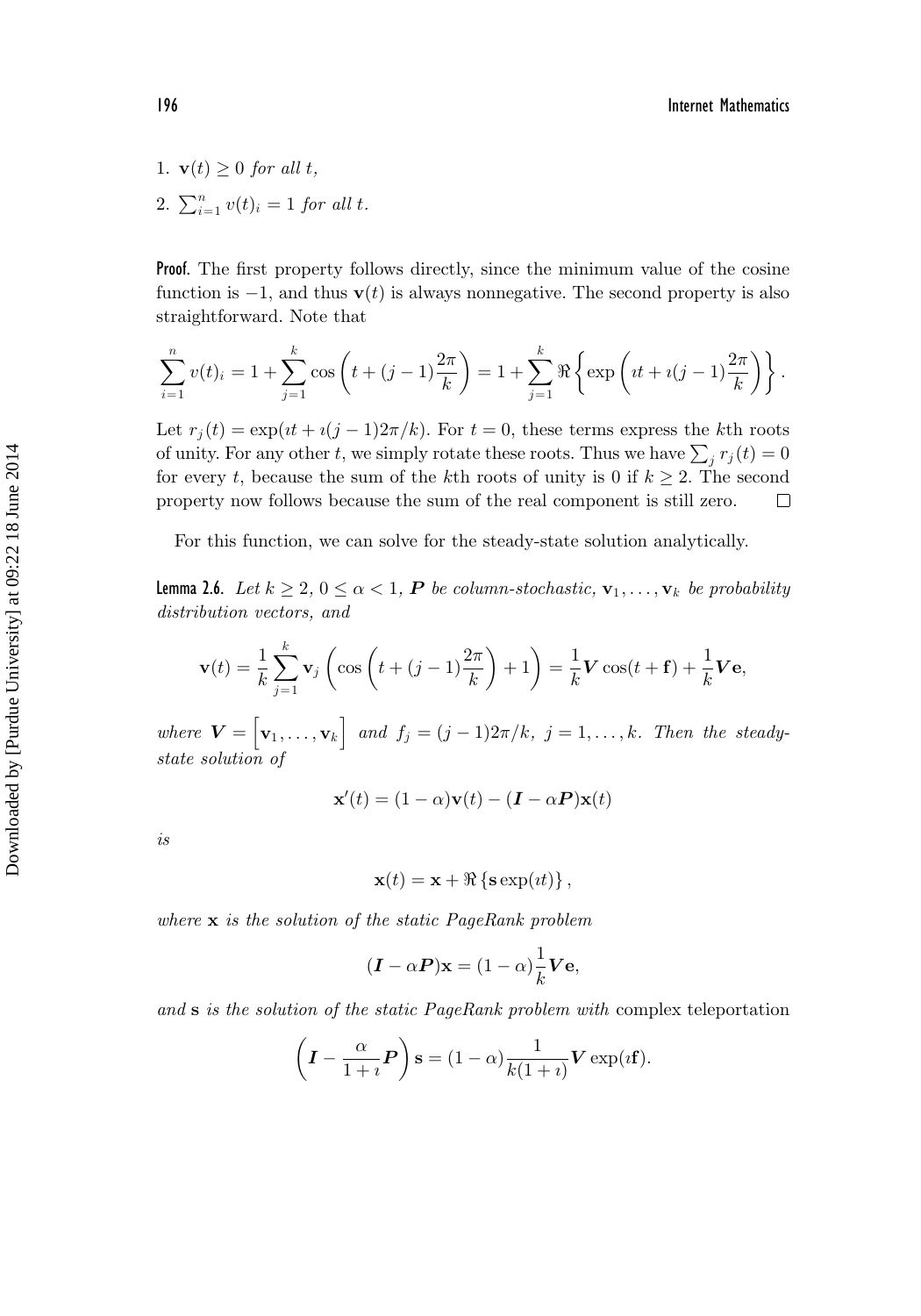1. $\mathbf{v}(t) \geq 0$ *for all* $t$,
2. $\sum_{i=1}^{n} v(t)_i = 1$ *for all* $t$.

**Proof.** The first property follows directly, since the minimum value of the cosine function is $-1$, and thus $\mathbf{v}(t)$ is always nonnegative. The second property is also straightforward. Note that

$$\sum_{i=1}^{n} v(t)_i = 1 + \sum_{j=1}^{k} \cos\left(t + (j-1)\frac{2\pi}{k}\right) = 1 + \sum_{j=1}^{k} \Re\left\{\exp\left(\imath t + \imath(j-1)\frac{2\pi}{k}\right)\right\}.$$

Let $r_j(t) = \exp(\imath t + \imath(j-1)2\pi/k)$. For $t = 0$, these terms express the $k$th roots of unity. For any other $t$, we simply rotate these roots. Thus we have $\sum_j r_j(t) = 0$ for every $t$, because the sum of the $k$th roots of unity is 0 if $k \geq 2$. The second property now follows because the sum of the real component is still zero. $\square$

For this function, we can solve for the steady-state solution analytically.

**Lemma 2.6.** *Let* $k \geq 2$, $0 \leq \alpha < 1$, $\boldsymbol{P}$ *be column-stochastic,* $\mathbf{v}_1, \ldots, \mathbf{v}_k$ *be probability distribution vectors, and*

$$\mathbf{v}(t) = \frac{1}{k}\sum_{j=1}^{k} \mathbf{v}_j \left(\cos\left(t + (j-1)\frac{2\pi}{k}\right) + 1\right) = \frac{1}{k}\boldsymbol{V}\cos(t + \mathbf{f}) + \frac{1}{k}\boldsymbol{V}\mathbf{e},$$

*where* $\boldsymbol{V} = \begin{bmatrix}\mathbf{v}_1, \ldots, \mathbf{v}_k\end{bmatrix}$ *and* $f_j = (j-1)2\pi/k$, $j = 1, \ldots, k$. *Then the steady-state solution of*

$$\mathbf{x}'(t) = (1-\alpha)\mathbf{v}(t) - (\boldsymbol{I} - \alpha\boldsymbol{P})\mathbf{x}(t)$$

*is*

$$\mathbf{x}(t) = \mathbf{x} + \Re\left\{\mathbf{s}\exp(\imath t)\right\},$$

*where* $\mathbf{x}$ *is the solution of the static PageRank problem*

$$(\boldsymbol{I} - \alpha\boldsymbol{P})\mathbf{x} = (1-\alpha)\frac{1}{k}\boldsymbol{V}\mathbf{e},$$

*and* $\mathbf{s}$ *is the solution of the static PageRank problem with* complex teleportation

$$\left(\boldsymbol{I} - \frac{\alpha}{1+\imath}\boldsymbol{P}\right)\mathbf{s} = (1-\alpha)\frac{1}{k(1+\imath)}\boldsymbol{V}\exp(\imath\mathbf{f}).$$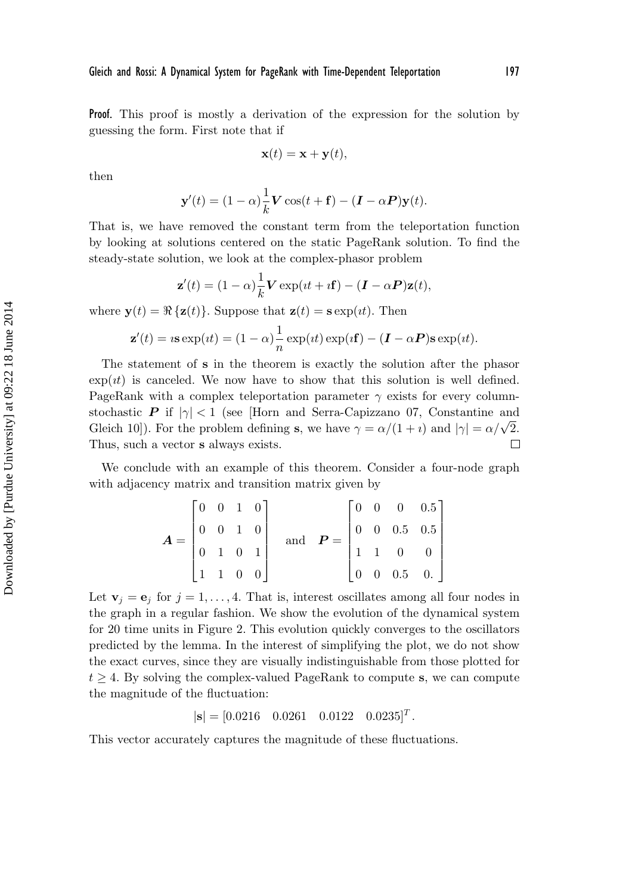**Proof.** This proof is mostly a derivation of the expression for the solution by guessing the form. First note that if

$$\mathbf{x}(t) = \mathbf{x} + \mathbf{y}(t),$$

then

$$\mathbf{y}'(t) = (1-\alpha)\frac{1}{k}\boldsymbol{V}\cos(t+\mathbf{f}) - (\boldsymbol{I} - \alpha\boldsymbol{P})\mathbf{y}(t).$$

That is, we have removed the constant term from the teleportation function by looking at solutions centered on the static PageRank solution. To find the steady-state solution, we look at the complex-phasor problem

$$\mathbf{z}'(t) = (1-\alpha)\frac{1}{k}\boldsymbol{V}\exp(\imath t + \imath\mathbf{f}) - (\boldsymbol{I} - \alpha\boldsymbol{P})\mathbf{z}(t),$$

where $\mathbf{y}(t) = \Re\{\mathbf{z}(t)\}$. Suppose that $\mathbf{z}(t) = \mathbf{s}\exp(\imath t)$. Then

$$\mathbf{z}'(t) = \imath\mathbf{s}\exp(\imath t) = (1-\alpha)\frac{1}{n}\exp(\imath t)\exp(\imath\mathbf{f}) - (\boldsymbol{I} - \alpha\boldsymbol{P})\mathbf{s}\exp(\imath t).$$

The statement of $\mathbf{s}$ in the theorem is exactly the solution after the phasor $\exp(\imath t)$ is canceled. We now have to show that this solution is well defined. PageRank with a complex teleportation parameter $\gamma$ exists for every column-stochastic $\boldsymbol{P}$ if $|\gamma| < 1$ (see [Horn and Serra-Capizzano 07, Constantine and Gleich 10]). For the problem defining $\mathbf{s}$, we have $\gamma = \alpha/(1+\imath)$ and $|\gamma| = \alpha/\sqrt{2}$. Thus, such a vector $\mathbf{s}$ always exists. □

We conclude with an example of this theorem. Consider a four-node graph with adjacency matrix and transition matrix given by

$$\boldsymbol{A} = \begin{bmatrix} 0 & 0 & 1 & 0 \\ 0 & 0 & 1 & 0 \\ 0 & 1 & 0 & 1 \\ 1 & 1 & 0 & 0 \end{bmatrix} \quad \text{and} \quad \boldsymbol{P} = \begin{bmatrix} 0 & 0 & 0 & 0.5 \\ 0 & 0 & 0.5 & 0.5 \\ 1 & 1 & 0 & 0 \\ 0 & 0 & 0.5 & 0. \end{bmatrix}$$

Let $\mathbf{v}_j = \mathbf{e}_j$ for $j = 1, \ldots, 4$. That is, interest oscillates among all four nodes in the graph in a regular fashion. We show the evolution of the dynamical system for 20 time units in Figure 2. This evolution quickly converges to the oscillators predicted by the lemma. In the interest of simplifying the plot, we do not show the exact curves, since they are visually indistinguishable from those plotted for $t \geq 4$. By solving the complex-valued PageRank to compute $\mathbf{s}$, we can compute the magnitude of the fluctuation:

$$|\mathbf{s}| = [0.0216 \quad 0.0261 \quad 0.0122 \quad 0.0235]^T.$$

This vector accurately captures the magnitude of these fluctuations.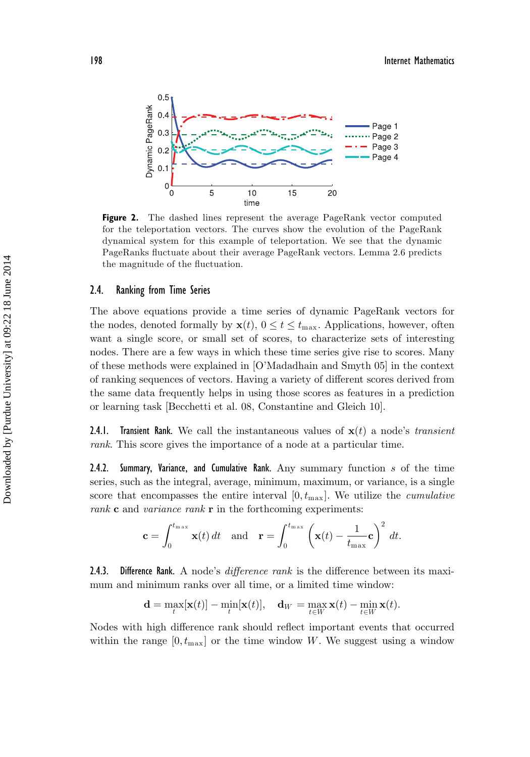**Figure 2.** The dashed lines represent the average PageRank vector computed for the teleportation vectors. The curves show the evolution of the PageRank dynamical system for this example of teleportation. We see that the dynamic PageRanks fluctuate about their average PageRank vectors. Lemma 2.6 predicts the magnitude of the fluctuation.

## 2.4. Ranking from Time Series

The above equations provide a time series of dynamic PageRank vectors for the nodes, denoted formally by $\mathbf{x}(t)$, $0 \le t \le t_{\max}$. Applications, however, often want a single score, or small set of scores, to characterize sets of interesting nodes. There are a few ways in which these time series give rise to scores. Many of these methods were explained in [O'Madadhain and Smyth 05] in the context of ranking sequences of vectors. Having a variety of different scores derived from the same data frequently helps in using those scores as features in a prediction or learning task [Becchetti et al. 08, Constantine and Gleich 10].

**2.4.1. Transient Rank.** We call the instantaneous values of $\mathbf{x}(t)$ a node's *transient rank*. This score gives the importance of a node at a particular time.

**2.4.2. Summary, Variance, and Cumulative Rank.** Any summary function $s$ of the time series, such as the integral, average, minimum, maximum, or variance, is a single score that encompasses the entire interval $[0, t_{\max}]$. We utilize the *cumulative rank* $\mathbf{c}$ and *variance rank* $\mathbf{r}$ in the forthcoming experiments:

$$\mathbf{c} = \int_0^{t_{\max}} \mathbf{x}(t)\, dt \quad \text{and} \quad \mathbf{r} = \int_0^{t_{\max}} \left( \mathbf{x}(t) - \frac{1}{t_{\max}} \mathbf{c} \right)^2 dt.$$

**2.4.3. Difference Rank.** A node's *difference rank* is the difference between its maximum and minimum ranks over all time, or a limited time window:

$$\mathbf{d} = \max_t [\mathbf{x}(t)] - \min_t [\mathbf{x}(t)], \quad \mathbf{d}_W = \max_{t \in W} \mathbf{x}(t) - \min_{t \in W} \mathbf{x}(t).$$

Nodes with high difference rank should reflect important events that occurred within the range $[0, t_{\max}]$ or the time window $W$. We suggest using a window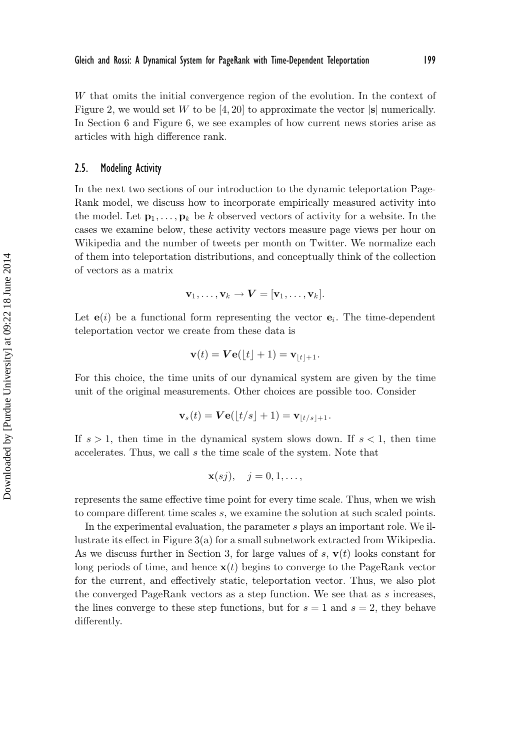$W$ that omits the initial convergence region of the evolution. In the context of Figure 2, we would set $W$ to be $[4, 20]$ to approximate the vector $|\mathbf{s}|$ numerically. In Section 6 and Figure 6, we see examples of how current news stories arise as articles with high difference rank.

### 2.5. Modeling Activity

In the next two sections of our introduction to the dynamic teleportation PageRank model, we discuss how to incorporate empirically measured activity into the model. Let $\mathbf{p}_1, \ldots, \mathbf{p}_k$ be $k$ observed vectors of activity for a website. In the cases we examine below, these activity vectors measure page views per hour on Wikipedia and the number of tweets per month on Twitter. We normalize each of them into teleportation distributions, and conceptually think of the collection of vectors as a matrix

$$\mathbf{v}_1, \ldots, \mathbf{v}_k \rightarrow \boldsymbol{V} = [\mathbf{v}_1, \ldots, \mathbf{v}_k].$$

Let $\mathbf{e}(i)$ be a functional form representing the vector $\mathbf{e}_i$. The time-dependent teleportation vector we create from these data is

$$\mathbf{v}(t) = \boldsymbol{V}\mathbf{e}(\lfloor t \rfloor + 1) = \mathbf{v}_{\lfloor t \rfloor + 1}.$$

For this choice, the time units of our dynamical system are given by the time unit of the original measurements. Other choices are possible too. Consider

$$\mathbf{v}_s(t) = \boldsymbol{V}\mathbf{e}(\lfloor t/s \rfloor + 1) = \mathbf{v}_{\lfloor t/s \rfloor + 1}.$$

If $s > 1$, then time in the dynamical system slows down. If $s < 1$, then time accelerates. Thus, we call $s$ the time scale of the system. Note that

$$\mathbf{x}(sj), \quad j = 0, 1, \ldots,$$

represents the same effective time point for every time scale. Thus, when we wish to compare different time scales $s$, we examine the solution at such scaled points.

In the experimental evaluation, the parameter $s$ plays an important role. We illustrate its effect in Figure 3(a) for a small subnetwork extracted from Wikipedia. As we discuss further in Section 3, for large values of $s$, $\mathbf{v}(t)$ looks constant for long periods of time, and hence $\mathbf{x}(t)$ begins to converge to the PageRank vector for the current, and effectively static, teleportation vector. Thus, we also plot the converged PageRank vectors as a step function. We see that as $s$ increases, the lines converge to these step functions, but for $s = 1$ and $s = 2$, they behave differently.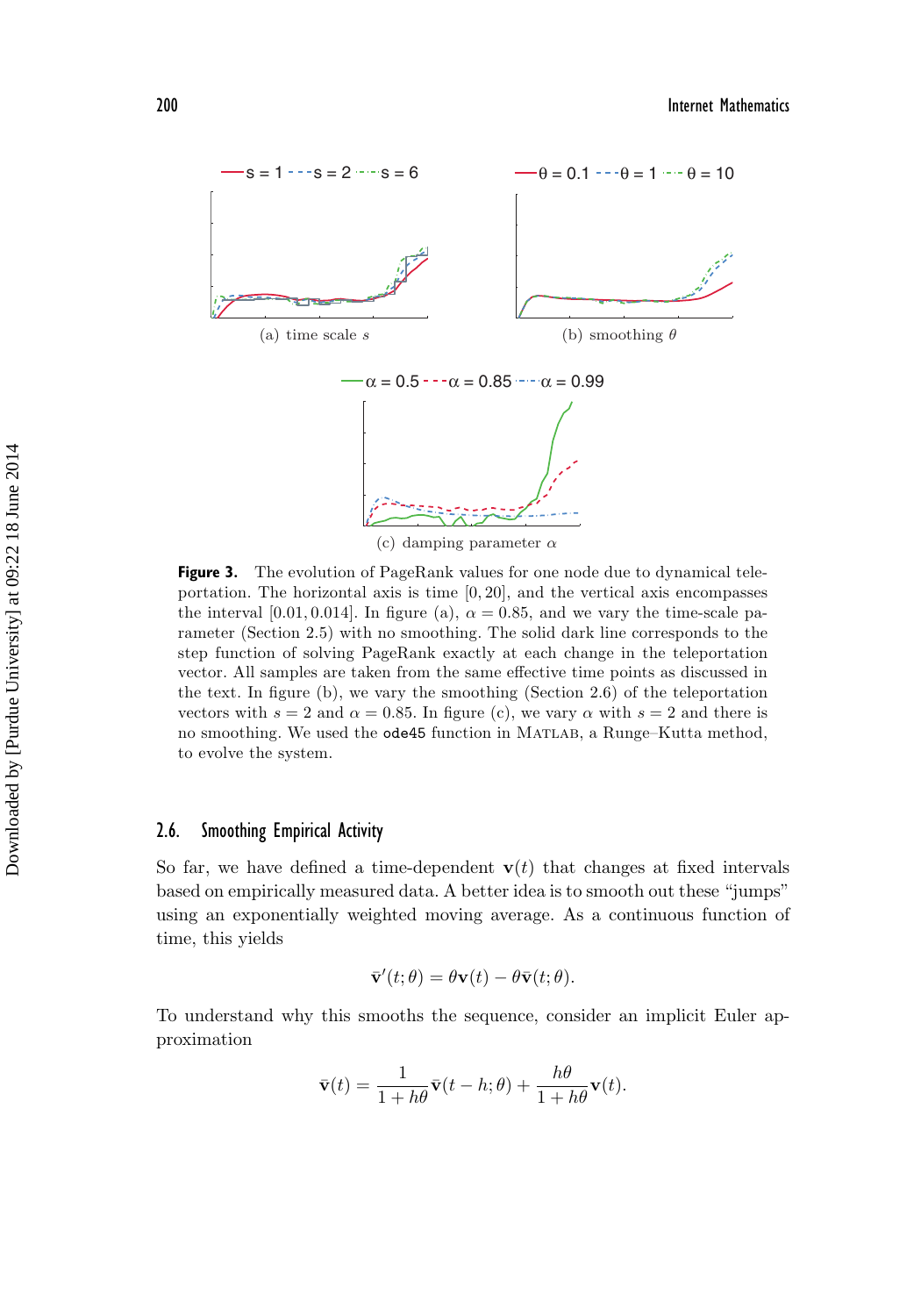Figure 3. The evolution of PageRank values for one node due to dynamical teleportation. The horizontal axis is time $[0, 20]$, and the vertical axis encompasses the interval $[0.01, 0.014]$. In figure (a), $\alpha = 0.85$, and we vary the time-scale parameter (Section 2.5) with no smoothing. The solid dark line corresponds to the step function of solving PageRank exactly at each change in the teleportation vector. All samples are taken from the same effective time points as discussed in the text. In figure (b), we vary the smoothing (Section 2.6) of the teleportation vectors with $s = 2$ and $\alpha = 0.85$. In figure (c), we vary $\alpha$ with $s = 2$ and there is no smoothing. We used the `ode45` function in MATLAB, a Runge–Kutta method, to evolve the system.

## 2.6. Smoothing Empirical Activity

So far, we have defined a time-dependent $\mathbf{v}(t)$ that changes at fixed intervals based on empirically measured data. A better idea is to smooth out these "jumps" using an exponentially weighted moving average. As a continuous function of time, this yields

$$\bar{\mathbf{v}}'(t; \theta) = \theta \mathbf{v}(t) - \theta \bar{\mathbf{v}}(t; \theta).$$

To understand why this smooths the sequence, consider an implicit Euler approximation

$$\bar{\mathbf{v}}(t) = \frac{1}{1 + h\theta} \bar{\mathbf{v}}(t - h; \theta) + \frac{h\theta}{1 + h\theta} \mathbf{v}(t).$$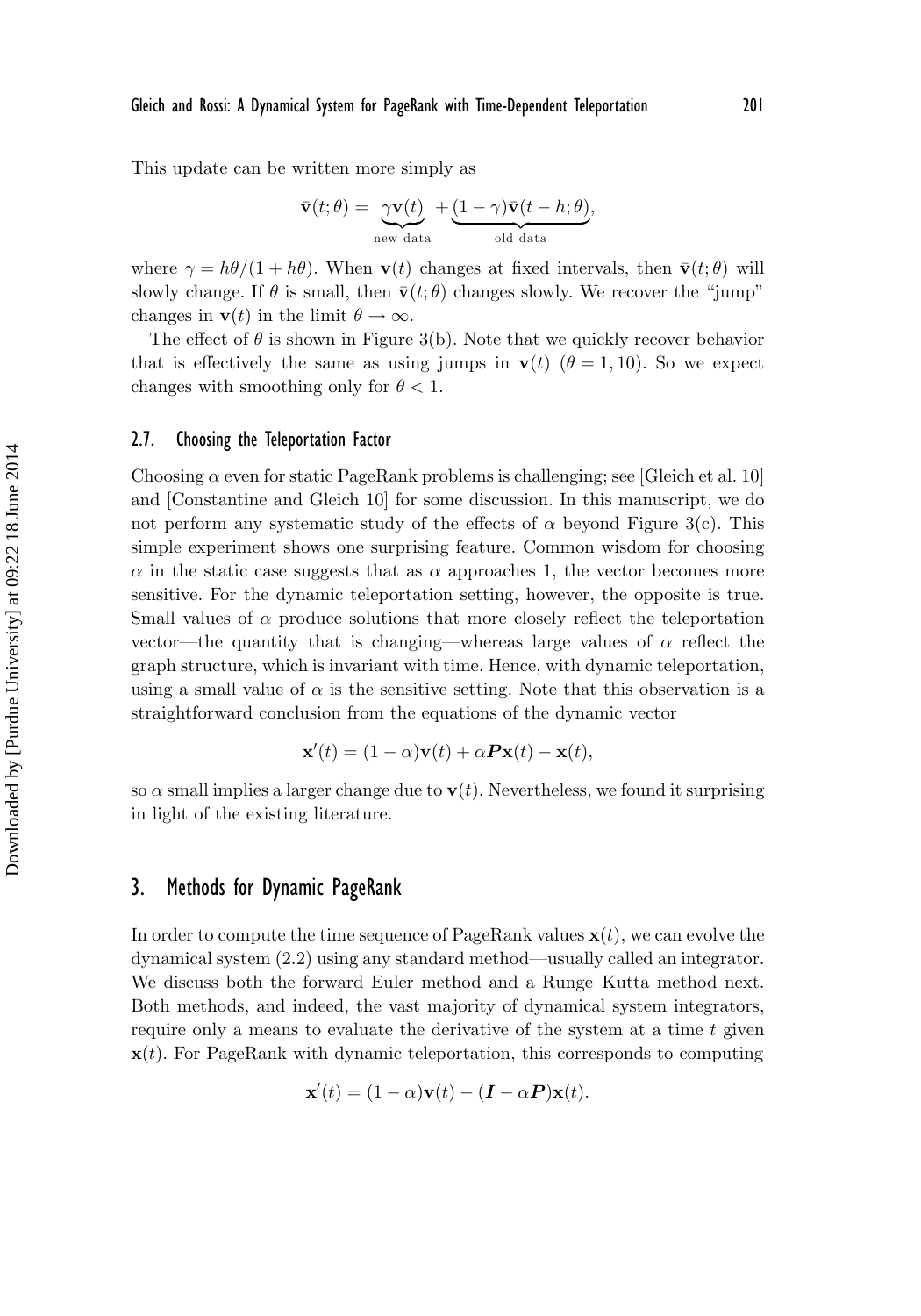This update can be written more simply as

$$\bar{\mathbf{v}}(t;\theta) = \underbrace{\gamma \mathbf{v}(t)}_{\text{new data}} + \underbrace{(1-\gamma)\bar{\mathbf{v}}(t-h;\theta)}_{\text{old data}},$$

where $\gamma = h\theta/(1+h\theta)$. When $\mathbf{v}(t)$ changes at fixed intervals, then $\bar{\mathbf{v}}(t;\theta)$ will slowly change. If $\theta$ is small, then $\bar{\mathbf{v}}(t;\theta)$ changes slowly. We recover the "jump" changes in $\mathbf{v}(t)$ in the limit $\theta \to \infty$.

The effect of $\theta$ is shown in Figure 3(b). Note that we quickly recover behavior that is effectively the same as using jumps in $\mathbf{v}(t)$ ($\theta = 1, 10$). So we expect changes with smoothing only for $\theta < 1$.

### 2.7. Choosing the Teleportation Factor

Choosing $\alpha$ even for static PageRank problems is challenging; see [Gleich et al. 10] and [Constantine and Gleich 10] for some discussion. In this manuscript, we do not perform any systematic study of the effects of $\alpha$ beyond Figure 3(c). This simple experiment shows one surprising feature. Common wisdom for choosing $\alpha$ in the static case suggests that as $\alpha$ approaches 1, the vector becomes more sensitive. For the dynamic teleportation setting, however, the opposite is true. Small values of $\alpha$ produce solutions that more closely reflect the teleportation vector—the quantity that is changing—whereas large values of $\alpha$ reflect the graph structure, which is invariant with time. Hence, with dynamic teleportation, using a small value of $\alpha$ is the sensitive setting. Note that this observation is a straightforward conclusion from the equations of the dynamic vector

$$\mathbf{x}'(t) = (1-\alpha)\mathbf{v}(t) + \alpha \boldsymbol{P}\mathbf{x}(t) - \mathbf{x}(t),$$

so $\alpha$ small implies a larger change due to $\mathbf{v}(t)$. Nevertheless, we found it surprising in light of the existing literature.

## 3. Methods for Dynamic PageRank

In order to compute the time sequence of PageRank values $\mathbf{x}(t)$, we can evolve the dynamical system (2.2) using any standard method—usually called an integrator. We discuss both the forward Euler method and a Runge–Kutta method next. Both methods, and indeed, the vast majority of dynamical system integrators, require only a means to evaluate the derivative of the system at a time $t$ given $\mathbf{x}(t)$. For PageRank with dynamic teleportation, this corresponds to computing

$$\mathbf{x}'(t) = (1-\alpha)\mathbf{v}(t) - (\boldsymbol{I} - \alpha\boldsymbol{P})\mathbf{x}(t).$$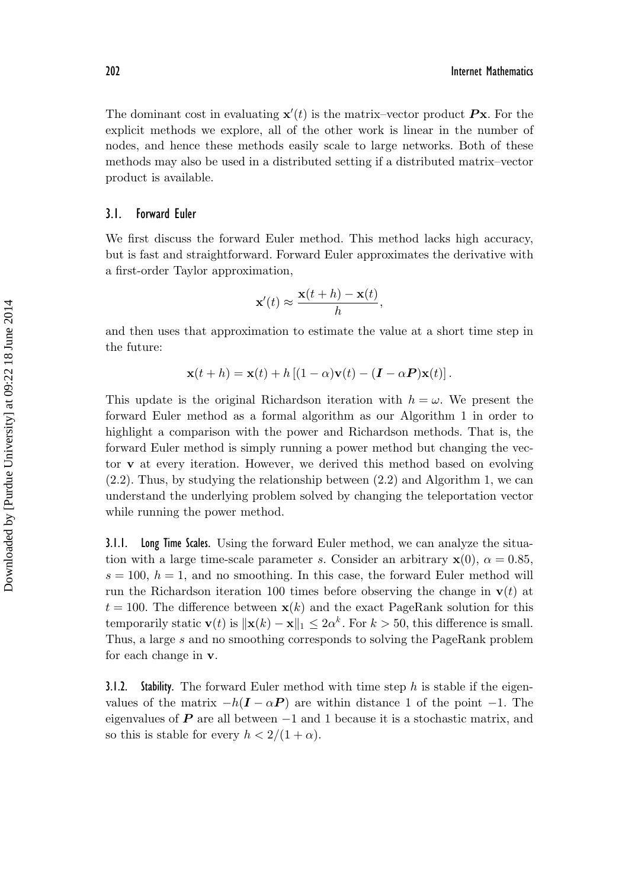The dominant cost in evaluating $\mathbf{x}'(t)$ is the matrix–vector product $\boldsymbol{P}\mathbf{x}$. For the explicit methods we explore, all of the other work is linear in the number of nodes, and hence these methods easily scale to large networks. Both of these methods may also be used in a distributed setting if a distributed matrix–vector product is available.

## 3.1. Forward Euler

We first discuss the forward Euler method. This method lacks high accuracy, but is fast and straightforward. Forward Euler approximates the derivative with a first-order Taylor approximation,

$$\mathbf{x}'(t) \approx \frac{\mathbf{x}(t+h) - \mathbf{x}(t)}{h},$$

and then uses that approximation to estimate the value at a short time step in the future:

$$\mathbf{x}(t+h) = \mathbf{x}(t) + h\left[(1-\alpha)\mathbf{v}(t) - (\boldsymbol{I} - \alpha\boldsymbol{P})\mathbf{x}(t)\right].$$

This update is the original Richardson iteration with $h = \omega$. We present the forward Euler method as a formal algorithm as our Algorithm 1 in order to highlight a comparison with the power and Richardson methods. That is, the forward Euler method is simply running a power method but changing the vector $\mathbf{v}$ at every iteration. However, we derived this method based on evolving (2.2). Thus, by studying the relationship between (2.2) and Algorithm 1, we can understand the underlying problem solved by changing the teleportation vector while running the power method.

**3.1.1. Long Time Scales.** Using the forward Euler method, we can analyze the situation with a large time-scale parameter $s$. Consider an arbitrary $\mathbf{x}(0)$, $\alpha = 0.85$, $s = 100$, $h = 1$, and no smoothing. In this case, the forward Euler method will run the Richardson iteration 100 times before observing the change in $\mathbf{v}(t)$ at $t = 100$. The difference between $\mathbf{x}(k)$ and the exact PageRank solution for this temporarily static $\mathbf{v}(t)$ is $\|\mathbf{x}(k) - \mathbf{x}\|_1 \leq 2\alpha^k$. For $k > 50$, this difference is small. Thus, a large $s$ and no smoothing corresponds to solving the PageRank problem for each change in $\mathbf{v}$.

**3.1.2. Stability.** The forward Euler method with time step $h$ is stable if the eigenvalues of the matrix $-h(\boldsymbol{I} - \alpha\boldsymbol{P})$ are within distance 1 of the point $-1$. The eigenvalues of $\boldsymbol{P}$ are all between $-1$ and 1 because it is a stochastic matrix, and so this is stable for every $h < 2/(1+\alpha)$.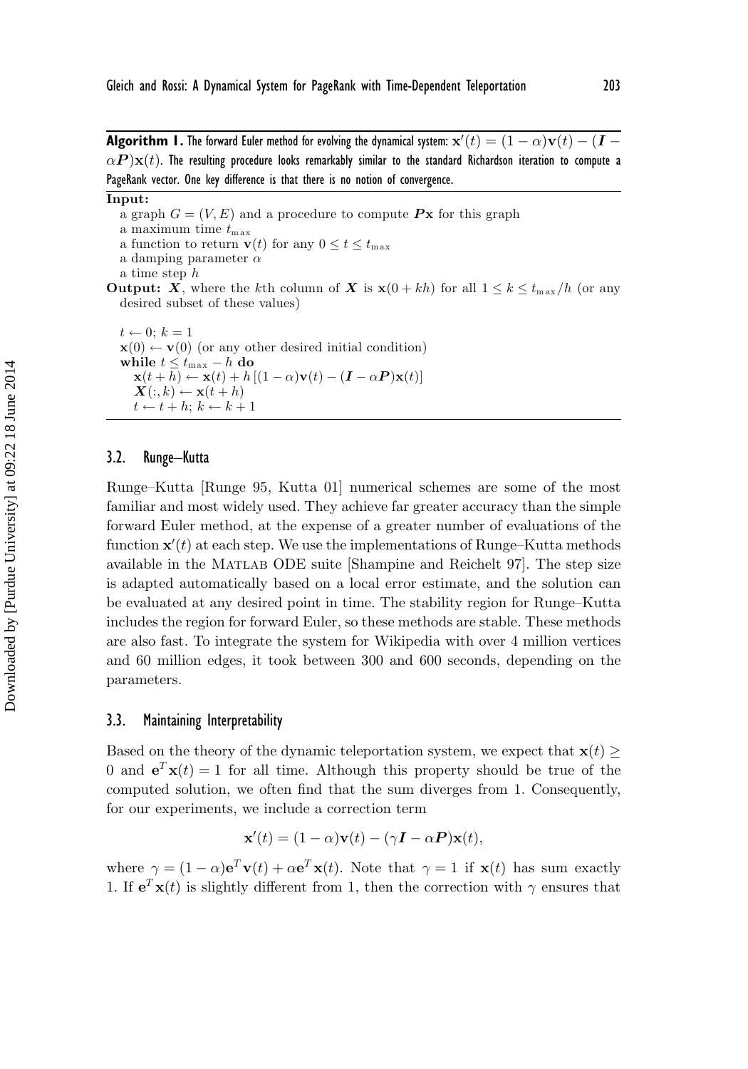**Algorithm 1.** The forward Euler method for evolving the dynamical system: $\mathbf{x}'(t) = (1-\alpha)\mathbf{v}(t) - (\boldsymbol{I} - \alpha\boldsymbol{P})\mathbf{x}(t)$. The resulting procedure looks remarkably similar to the standard Richardson iteration to compute a PageRank vector. One key difference is that there is no notion of convergence.

**Input:**
- a graph $G = (V, E)$ and a procedure to compute $\boldsymbol{P}\mathbf{x}$ for this graph
- a maximum time $t_{\max}$
- a function to return $\mathbf{v}(t)$ for any $0 \le t \le t_{\max}$
- a damping parameter $\alpha$
- a time step $h$

**Output:** $\boldsymbol{X}$, where the $k$th column of $\boldsymbol{X}$ is $\mathbf{x}(0 + kh)$ for all $1 \le k \le t_{\max}/h$ (or any desired subset of these values)

$t \leftarrow 0$; $k = 1$
$\mathbf{x}(0) \leftarrow \mathbf{v}(0)$ (or any other desired initial condition)
**while** $t \le t_{\max} - h$ **do**
  $\mathbf{x}(t + h) \leftarrow \mathbf{x}(t) + h\left[(1-\alpha)\mathbf{v}(t) - (\boldsymbol{I} - \alpha\boldsymbol{P})\mathbf{x}(t)\right]$
  $\boldsymbol{X}(:, k) \leftarrow \mathbf{x}(t + h)$
  $t \leftarrow t + h$; $k \leftarrow k + 1$

## 3.2. Runge–Kutta

Runge–Kutta [Runge 95, Kutta 01] numerical schemes are some of the most familiar and most widely used. They achieve far greater accuracy than the simple forward Euler method, at the expense of a greater number of evaluations of the function $\mathbf{x}'(t)$ at each step. We use the implementations of Runge–Kutta methods available in the Matlab ODE suite [Shampine and Reichelt 97]. The step size is adapted automatically based on a local error estimate, and the solution can be evaluated at any desired point in time. The stability region for Runge–Kutta includes the region for forward Euler, so these methods are stable. These methods are also fast. To integrate the system for Wikipedia with over 4 million vertices and 60 million edges, it took between 300 and 600 seconds, depending on the parameters.

## 3.3. Maintaining Interpretability

Based on the theory of the dynamic teleportation system, we expect that $\mathbf{x}(t) \ge 0$ and $\mathbf{e}^T\mathbf{x}(t) = 1$ for all time. Although this property should be true of the computed solution, we often find that the sum diverges from 1. Consequently, for our experiments, we include a correction term

$$\mathbf{x}'(t) = (1-\alpha)\mathbf{v}(t) - (\gamma\boldsymbol{I} - \alpha\boldsymbol{P})\mathbf{x}(t),$$

where $\gamma = (1-\alpha)\mathbf{e}^T\mathbf{v}(t) + \alpha\mathbf{e}^T\mathbf{x}(t)$. Note that $\gamma = 1$ if $\mathbf{x}(t)$ has sum exactly 1. If $\mathbf{e}^T\mathbf{x}(t)$ is slightly different from 1, then the correction with $\gamma$ ensures that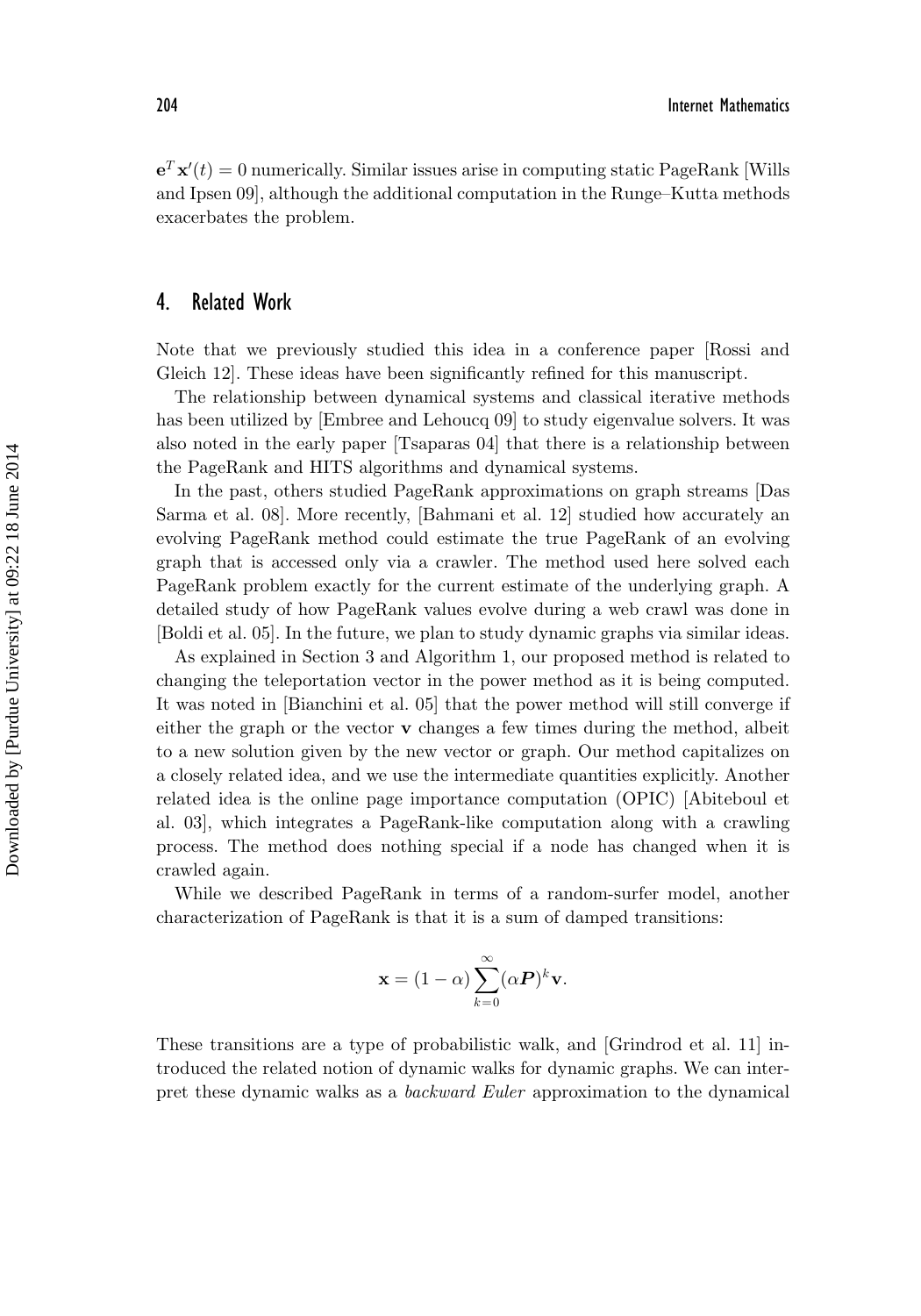$\mathbf{e}^T \mathbf{x}'(t) = 0$ numerically. Similar issues arise in computing static PageRank [Wills and Ipsen 09], although the additional computation in the Runge–Kutta methods exacerbates the problem.

## 4. Related Work

Note that we previously studied this idea in a conference paper [Rossi and Gleich 12]. These ideas have been significantly refined for this manuscript.

The relationship between dynamical systems and classical iterative methods has been utilized by [Embree and Lehoucq 09] to study eigenvalue solvers. It was also noted in the early paper [Tsaparas 04] that there is a relationship between the PageRank and HITS algorithms and dynamical systems.

In the past, others studied PageRank approximations on graph streams [Das Sarma et al. 08]. More recently, [Bahmani et al. 12] studied how accurately an evolving PageRank method could estimate the true PageRank of an evolving graph that is accessed only via a crawler. The method used here solved each PageRank problem exactly for the current estimate of the underlying graph. A detailed study of how PageRank values evolve during a web crawl was done in [Boldi et al. 05]. In the future, we plan to study dynamic graphs via similar ideas.

As explained in Section 3 and Algorithm 1, our proposed method is related to changing the teleportation vector in the power method as it is being computed. It was noted in [Bianchini et al. 05] that the power method will still converge if either the graph or the vector $\mathbf{v}$ changes a few times during the method, albeit to a new solution given by the new vector or graph. Our method capitalizes on a closely related idea, and we use the intermediate quantities explicitly. Another related idea is the online page importance computation (OPIC) [Abiteboul et al. 03], which integrates a PageRank-like computation along with a crawling process. The method does nothing special if a node has changed when it is crawled again.

While we described PageRank in terms of a random-surfer model, another characterization of PageRank is that it is a sum of damped transitions:

$$\mathbf{x} = (1 - \alpha) \sum_{k=0}^{\infty} (\alpha \boldsymbol{P})^k \mathbf{v}.$$

These transitions are a type of probabilistic walk, and [Grindrod et al. 11] introduced the related notion of dynamic walks for dynamic graphs. We can interpret these dynamic walks as a *backward Euler* approximation to the dynamical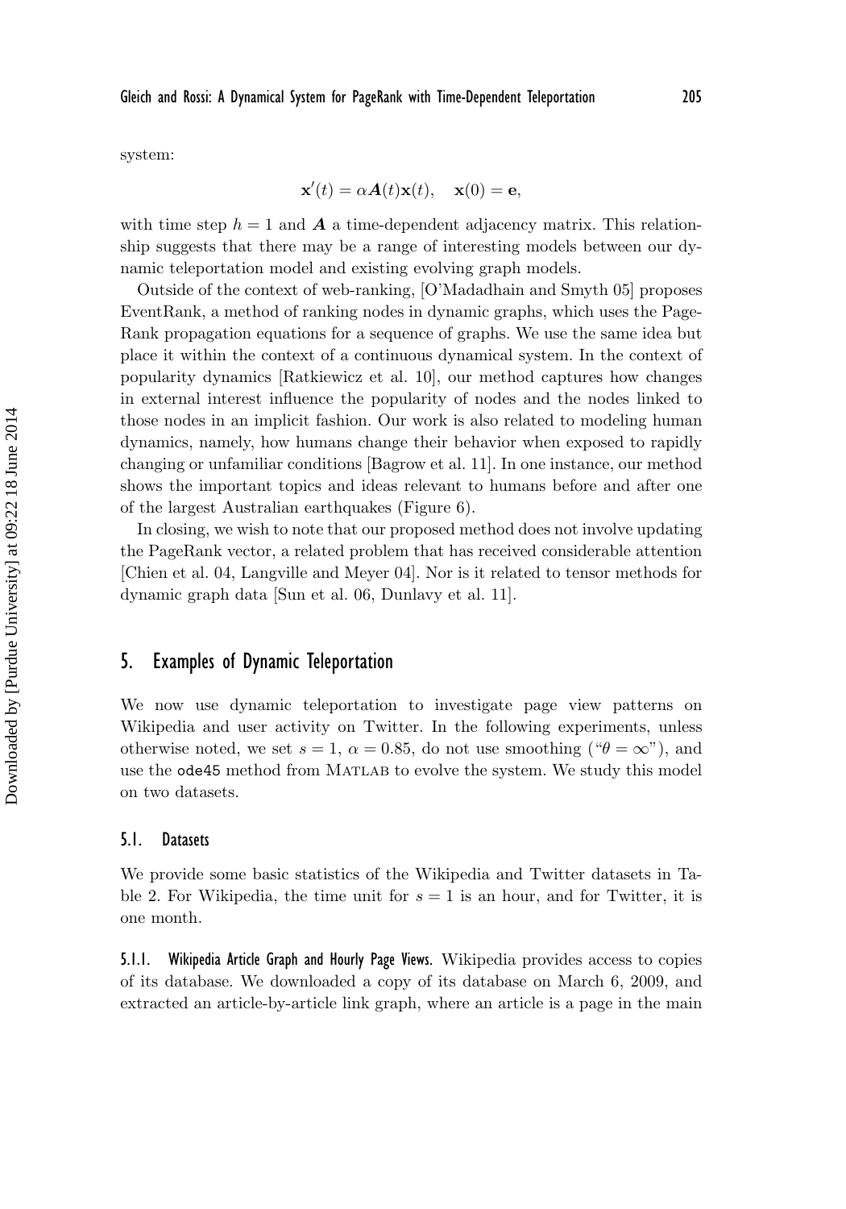system:

$$\mathbf{x}'(t) = \alpha \boldsymbol{A}(t)\mathbf{x}(t), \quad \mathbf{x}(0) = \mathbf{e},$$

with time step $h = 1$ and $\boldsymbol{A}$ a time-dependent adjacency matrix. This relationship suggests that there may be a range of interesting models between our dynamic teleportation model and existing evolving graph models.

Outside of the context of web-ranking, [O'Madadhain and Smyth 05] proposes EventRank, a method of ranking nodes in dynamic graphs, which uses the PageRank propagation equations for a sequence of graphs. We use the same idea but place it within the context of a continuous dynamical system. In the context of popularity dynamics [Ratkiewicz et al. 10], our method captures how changes in external interest influence the popularity of nodes and the nodes linked to those nodes in an implicit fashion. Our work is also related to modeling human dynamics, namely, how humans change their behavior when exposed to rapidly changing or unfamiliar conditions [Bagrow et al. 11]. In one instance, our method shows the important topics and ideas relevant to humans before and after one of the largest Australian earthquakes (Figure 6).

In closing, we wish to note that our proposed method does not involve updating the PageRank vector, a related problem that has received considerable attention [Chien et al. 04, Langville and Meyer 04]. Nor is it related to tensor methods for dynamic graph data [Sun et al. 06, Dunlavy et al. 11].

## 5. Examples of Dynamic Teleportation

We now use dynamic teleportation to investigate page view patterns on Wikipedia and user activity on Twitter. In the following experiments, unless otherwise noted, we set $s = 1$, $\alpha = 0.85$, do not use smoothing ("$\theta = \infty$"), and use the `ode45` method from MATLAB to evolve the system. We study this model on two datasets.

### 5.1. Datasets

We provide some basic statistics of the Wikipedia and Twitter datasets in Table 2. For Wikipedia, the time unit for $s = 1$ is an hour, and for Twitter, it is one month.

**5.1.1. Wikipedia Article Graph and Hourly Page Views.** Wikipedia provides access to copies of its database. We downloaded a copy of its database on March 6, 2009, and extracted an article-by-article link graph, where an article is a page in the main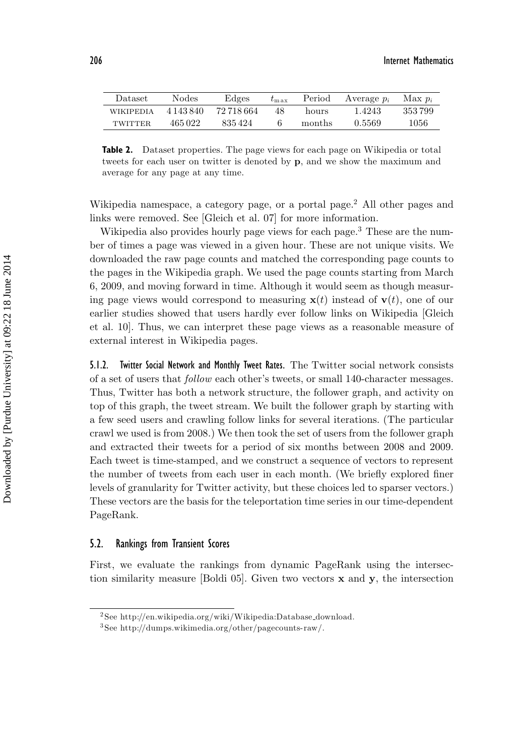| Dataset | Nodes | Edges | $t_{\max}$ | Period | Average $p_i$ | Max $p_i$ |
|---|---|---|---|---|---|---|
| WIKIPEDIA | 4 143 840 | 72 718 664 | 48 | hours | 1.4243 | 353 799 |
| TWITTER | 465 022 | 835 424 | 6 | months | 0.5569 | 1056 |

**Table 2.** Dataset properties. The page views for each page on Wikipedia or total tweets for each user on twitter is denoted by $\mathbf{p}$, and we show the maximum and average for any page at any time.

Wikipedia namespace, a category page, or a portal page.[2] All other pages and links were removed. See [Gleich et al. 07] for more information.

Wikipedia also provides hourly page views for each page.[3] These are the number of times a page was viewed in a given hour. These are not unique visits. We downloaded the raw page counts and matched the corresponding page counts to the pages in the Wikipedia graph. We used the page counts starting from March 6, 2009, and moving forward in time. Although it would seem as though measuring page views would correspond to measuring $\mathbf{x}(t)$ instead of $\mathbf{v}(t)$, one of our earlier studies showed that users hardly ever follow links on Wikipedia [Gleich et al. 10]. Thus, we can interpret these page views as a reasonable measure of external interest in Wikipedia pages.

#### 5.1.2. Twitter Social Network and Monthly Tweet Rates.

The Twitter social network consists of a set of users that *follow* each other's tweets, or small 140-character messages. Thus, Twitter has both a network structure, the follower graph, and activity on top of this graph, the tweet stream. We built the follower graph by starting with a few seed users and crawling follow links for several iterations. (The particular crawl we used is from 2008.) We then took the set of users from the follower graph and extracted their tweets for a period of six months between 2008 and 2009. Each tweet is time-stamped, and we construct a sequence of vectors to represent the number of tweets from each user in each month. (We briefly explored finer levels of granularity for Twitter activity, but these choices led to sparser vectors.) These vectors are the basis for the teleportation time series in our time-dependent PageRank.

### 5.2. Rankings from Transient Scores

First, we evaluate the rankings from dynamic PageRank using the intersection similarity measure [Boldi 05]. Given two vectors $\mathbf{x}$ and $\mathbf{y}$, the intersection

[2] See http://en.wikipedia.org/wiki/Wikipedia:Database_download.

[3] See http://dumps.wikimedia.org/other/pagecounts-raw/.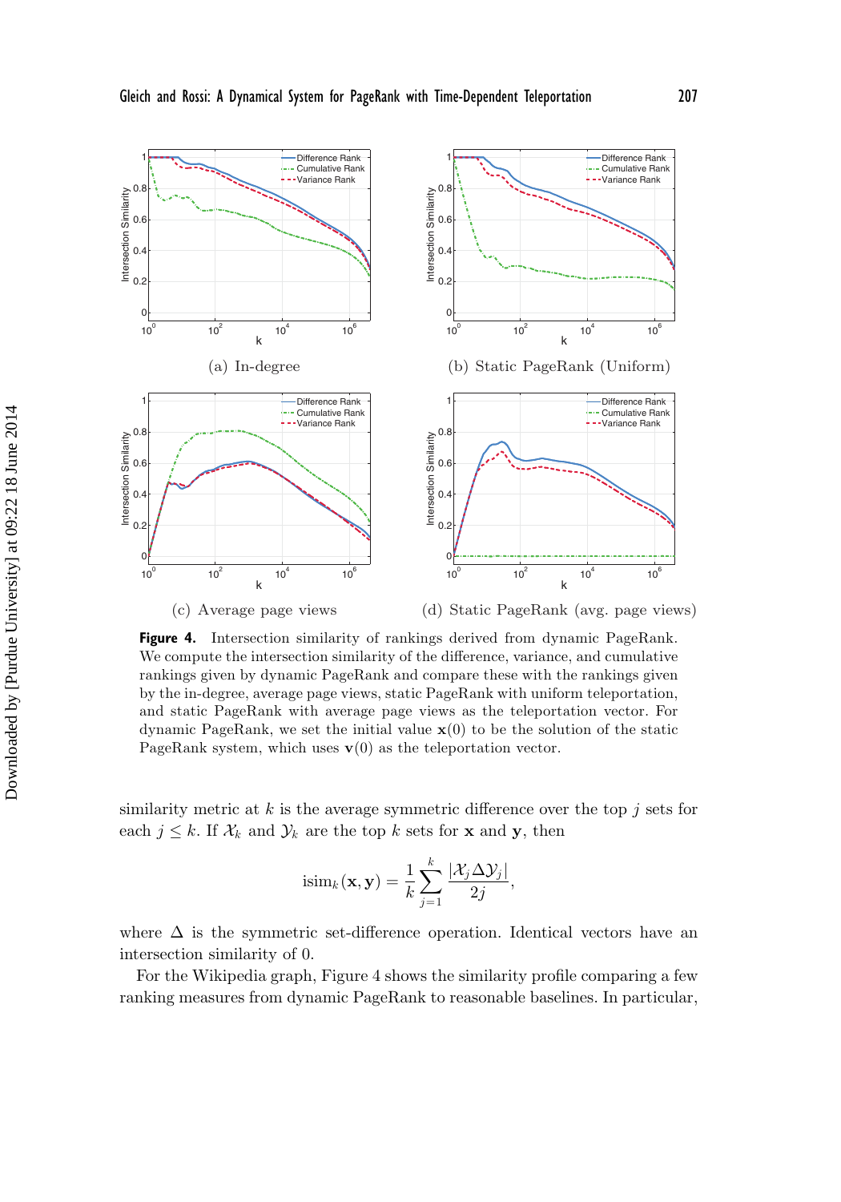(a) In-degree

(b) Static PageRank (Uniform)

(c) Average page views

(d) Static PageRank (avg. page views)

**Figure 4.** Intersection similarity of rankings derived from dynamic PageRank. We compute the intersection similarity of the difference, variance, and cumulative rankings given by dynamic PageRank and compare these with the rankings given by the in-degree, average page views, static PageRank with uniform teleportation, and static PageRank with average page views as the teleportation vector. For dynamic PageRank, we set the initial value $\mathbf{x}(0)$ to be the solution of the static PageRank system, which uses $\mathbf{v}(0)$ as the teleportation vector.

similarity metric at $k$ is the average symmetric difference over the top $j$ sets for each $j \leq k$. If $\mathcal{X}_k$ and $\mathcal{Y}_k$ are the top $k$ sets for $\mathbf{x}$ and $\mathbf{y}$, then

$$\text{isim}_k(\mathbf{x}, \mathbf{y}) = \frac{1}{k} \sum_{j=1}^{k} \frac{|\mathcal{X}_j \Delta \mathcal{Y}_j|}{2j},$$

where $\Delta$ is the symmetric set-difference operation. Identical vectors have an intersection similarity of 0.

For the Wikipedia graph, Figure 4 shows the similarity profile comparing a few ranking measures from dynamic PageRank to reasonable baselines. In particular,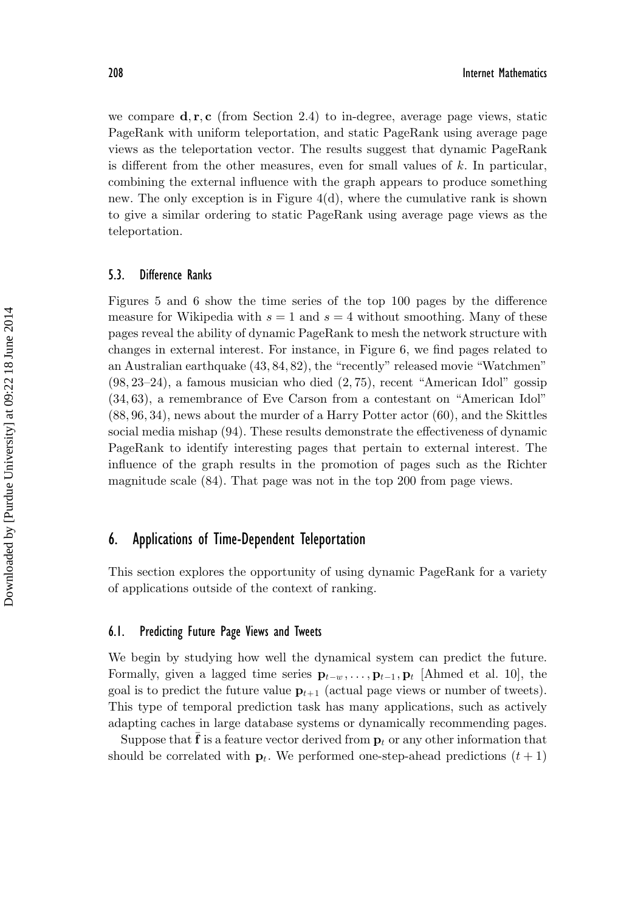we compare $\mathbf{d}, \mathbf{r}, \mathbf{c}$ (from Section 2.4) to in-degree, average page views, static PageRank with uniform teleportation, and static PageRank using average page views as the teleportation vector. The results suggest that dynamic PageRank is different from the other measures, even for small values of $k$. In particular, combining the external influence with the graph appears to produce something new. The only exception is in Figure 4(d), where the cumulative rank is shown to give a similar ordering to static PageRank using average page views as the teleportation.

### 5.3. Difference Ranks

Figures 5 and 6 show the time series of the top 100 pages by the difference measure for Wikipedia with $s = 1$ and $s = 4$ without smoothing. Many of these pages reveal the ability of dynamic PageRank to mesh the network structure with changes in external interest. For instance, in Figure 6, we find pages related to an Australian earthquake $(43, 84, 82)$, the "recently" released movie "Watchmen" $(98, 23–24)$, a famous musician who died $(2, 75)$, recent "American Idol" gossip $(34, 63)$, a remembrance of Eve Carson from a contestant on "American Idol" $(88, 96, 34)$, news about the murder of a Harry Potter actor $(60)$, and the Skittles social media mishap $(94)$. These results demonstrate the effectiveness of dynamic PageRank to identify interesting pages that pertain to external interest. The influence of the graph results in the promotion of pages such as the Richter magnitude scale $(84)$. That page was not in the top 200 from page views.

## 6. Applications of Time-Dependent Teleportation

This section explores the opportunity of using dynamic PageRank for a variety of applications outside of the context of ranking.

### 6.1. Predicting Future Page Views and Tweets

We begin by studying how well the dynamical system can predict the future. Formally, given a lagged time series $\mathbf{p}_{t-w}, \ldots, \mathbf{p}_{t-1}, \mathbf{p}_t$ [Ahmed et al. 10], the goal is to predict the future value $\mathbf{p}_{t+1}$ (actual page views or number of tweets). This type of temporal prediction task has many applications, such as actively adapting caches in large database systems or dynamically recommending pages.

Suppose that $\bar{\mathbf{f}}$ is a feature vector derived from $\mathbf{p}_t$ or any other information that should be correlated with $\mathbf{p}_t$. We performed one-step-ahead predictions $(t + 1)$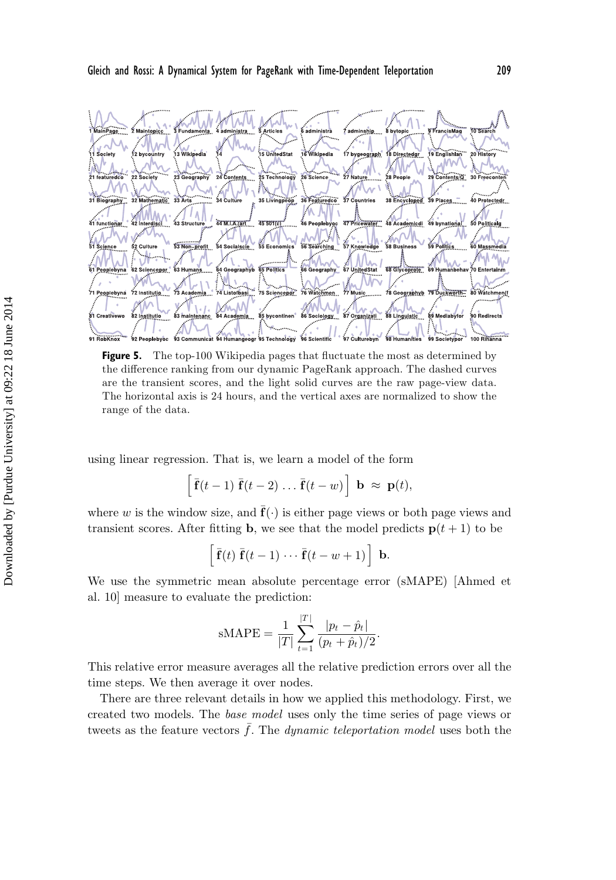**Figure 5.** The top-100 Wikipedia pages that fluctuate the most as determined by the difference ranking from our dynamic PageRank approach. The dashed curves are the transient scores, and the light solid curves are the raw page-view data. The horizontal axis is 24 hours, and the vertical axes are normalized to show the range of the data.

using linear regression. That is, we learn a model of the form

$$\left[\, \bar{\mathbf{f}}(t-1)\; \bar{\mathbf{f}}(t-2)\, \dots\, \bar{\mathbf{f}}(t-w) \right]\; \mathbf{b} \;\approx\; \mathbf{p}(t),$$

where $w$ is the window size, and $\bar{\mathbf{f}}(\cdot)$ is either page views or both page views and transient scores. After fitting $\mathbf{b}$, we see that the model predicts $\mathbf{p}(t+1)$ to be

$$\left[\, \bar{\mathbf{f}}(t)\; \bar{\mathbf{f}}(t-1)\; \cdots\; \bar{\mathbf{f}}(t-w+1) \right]\; \mathbf{b}.$$

We use the symmetric mean absolute percentage error (sMAPE) [Ahmed et al. 10] measure to evaluate the prediction:

$$\text{sMAPE} = \frac{1}{|T|} \sum_{t=1}^{|T|} \frac{|p_t - \hat{p}_t|}{(p_t + \hat{p}_t)/2}.$$

This relative error measure averages all the relative prediction errors over all the time steps. We then average it over nodes.

There are three relevant details in how we applied this methodology. First, we created two models. The *base model* uses only the time series of page views or tweets as the feature vectors $\bar{f}$. The *dynamic teleportation model* uses both the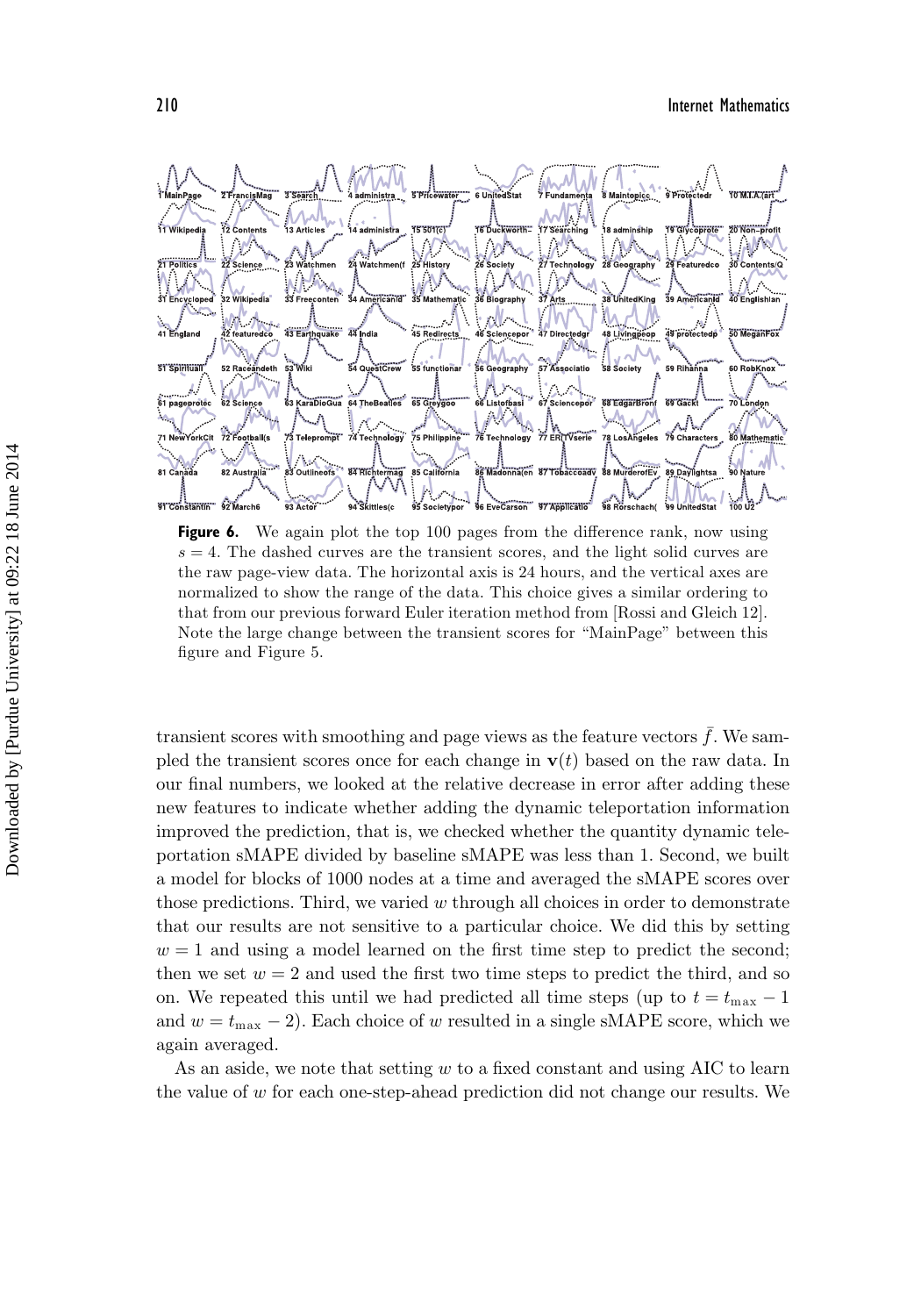**Figure 6.** We again plot the top 100 pages from the difference rank, now using $s = 4$. The dashed curves are the transient scores, and the light solid curves are the raw page-view data. The horizontal axis is 24 hours, and the vertical axes are normalized to show the range of the data. This choice gives a similar ordering to that from our previous forward Euler iteration method from [Rossi and Gleich 12]. Note the large change between the transient scores for "MainPage" between this figure and Figure 5.

transient scores with smoothing and page views as the feature vectors $\bar{f}$. We sampled the transient scores once for each change in $\mathbf{v}(t)$ based on the raw data. In our final numbers, we looked at the relative decrease in error after adding these new features to indicate whether adding the dynamic teleportation information improved the prediction, that is, we checked whether the quantity dynamic teleportation sMAPE divided by baseline sMAPE was less than 1. Second, we built a model for blocks of 1000 nodes at a time and averaged the sMAPE scores over those predictions. Third, we varied $w$ through all choices in order to demonstrate that our results are not sensitive to a particular choice. We did this by setting $w = 1$ and using a model learned on the first time step to predict the second; then we set $w = 2$ and used the first two time steps to predict the third, and so on. We repeated this until we had predicted all time steps (up to $t = t_{\max} - 1$ and $w = t_{\max} - 2$). Each choice of $w$ resulted in a single sMAPE score, which we again averaged.

As an aside, we note that setting $w$ to a fixed constant and using AIC to learn the value of $w$ for each one-step-ahead prediction did not change our results. We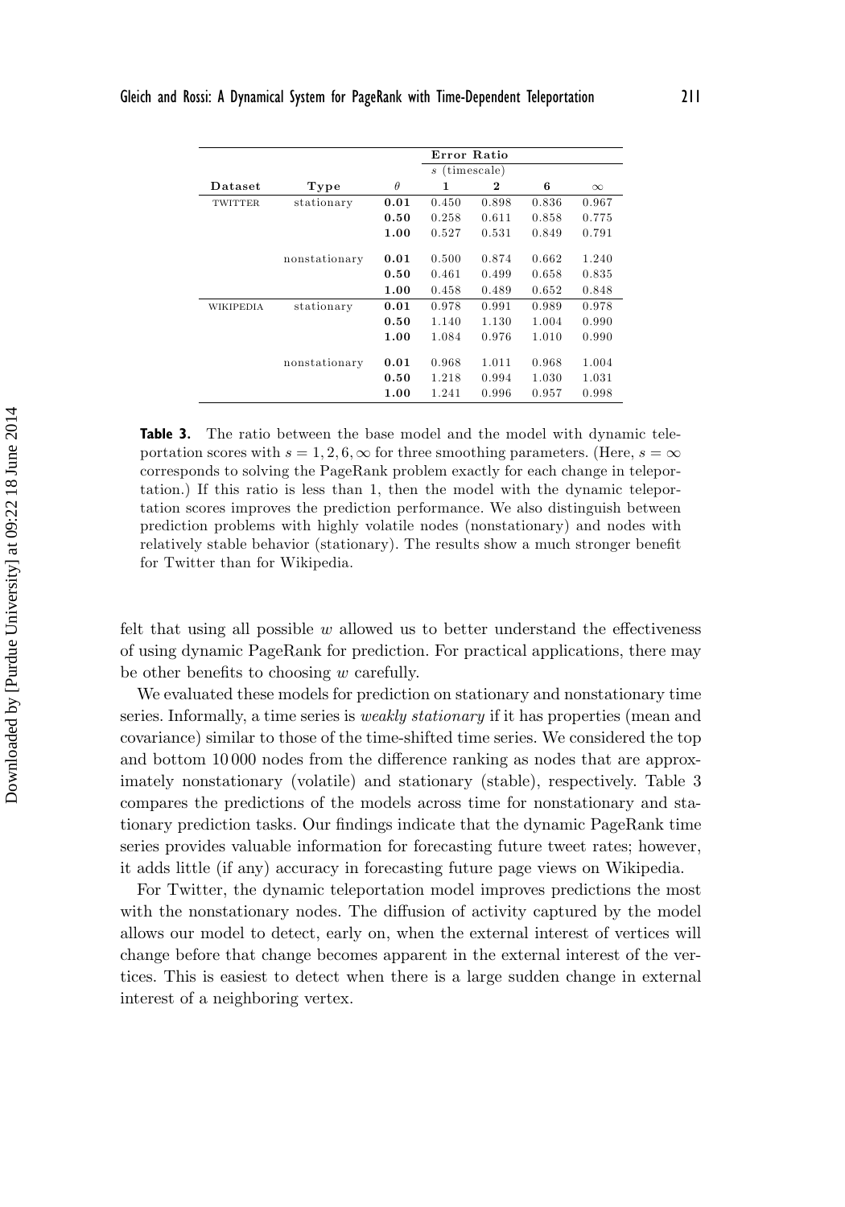| | | | Error Ratio | | | |
|---|---|---|---|---|---|---|
| | | | $s$ (timescale) | | | |
| **Dataset** | **Type** | $\theta$ | **1** | **2** | **6** | $\infty$ |
| TWITTER | stationary | **0.01** | 0.450 | 0.898 | 0.836 | 0.967 |
| | | **0.50** | 0.258 | 0.611 | 0.858 | 0.775 |
| | | **1.00** | 0.527 | 0.531 | 0.849 | 0.791 |
| | nonstationary | **0.01** | 0.500 | 0.874 | 0.662 | 1.240 |
| | | **0.50** | 0.461 | 0.499 | 0.658 | 0.835 |
| | | **1.00** | 0.458 | 0.489 | 0.652 | 0.848 |
| WIKIPEDIA | stationary | **0.01** | 0.978 | 0.991 | 0.989 | 0.978 |
| | | **0.50** | 1.140 | 1.130 | 1.004 | 0.990 |
| | | **1.00** | 1.084 | 0.976 | 1.010 | 0.990 |
| | nonstationary | **0.01** | 0.968 | 1.011 | 0.968 | 1.004 |
| | | **0.50** | 1.218 | 0.994 | 1.030 | 1.031 |
| | | **1.00** | 1.241 | 0.996 | 0.957 | 0.998 |

**Table 3.** The ratio between the base model and the model with dynamic teleportation scores with $s = 1, 2, 6, \infty$ for three smoothing parameters. (Here, $s = \infty$ corresponds to solving the PageRank problem exactly for each change in teleportation.) If this ratio is less than 1, then the model with the dynamic teleportation scores improves the prediction performance. We also distinguish between prediction problems with highly volatile nodes (nonstationary) and nodes with relatively stable behavior (stationary). The results show a much stronger benefit for Twitter than for Wikipedia.

felt that using all possible $w$ allowed us to better understand the effectiveness of using dynamic PageRank for prediction. For practical applications, there may be other benefits to choosing $w$ carefully.

We evaluated these models for prediction on stationary and nonstationary time series. Informally, a time series is *weakly stationary* if it has properties (mean and covariance) similar to those of the time-shifted time series. We considered the top and bottom 10 000 nodes from the difference ranking as nodes that are approximately nonstationary (volatile) and stationary (stable), respectively. Table 3 compares the predictions of the models across time for nonstationary and stationary prediction tasks. Our findings indicate that the dynamic PageRank time series provides valuable information for forecasting future tweet rates; however, it adds little (if any) accuracy in forecasting future page views on Wikipedia.

For Twitter, the dynamic teleportation model improves predictions the most with the nonstationary nodes. The diffusion of activity captured by the model allows our model to detect, early on, when the external interest of vertices will change before that change becomes apparent in the external interest of the vertices. This is easiest to detect when there is a large sudden change in external interest of a neighboring vertex.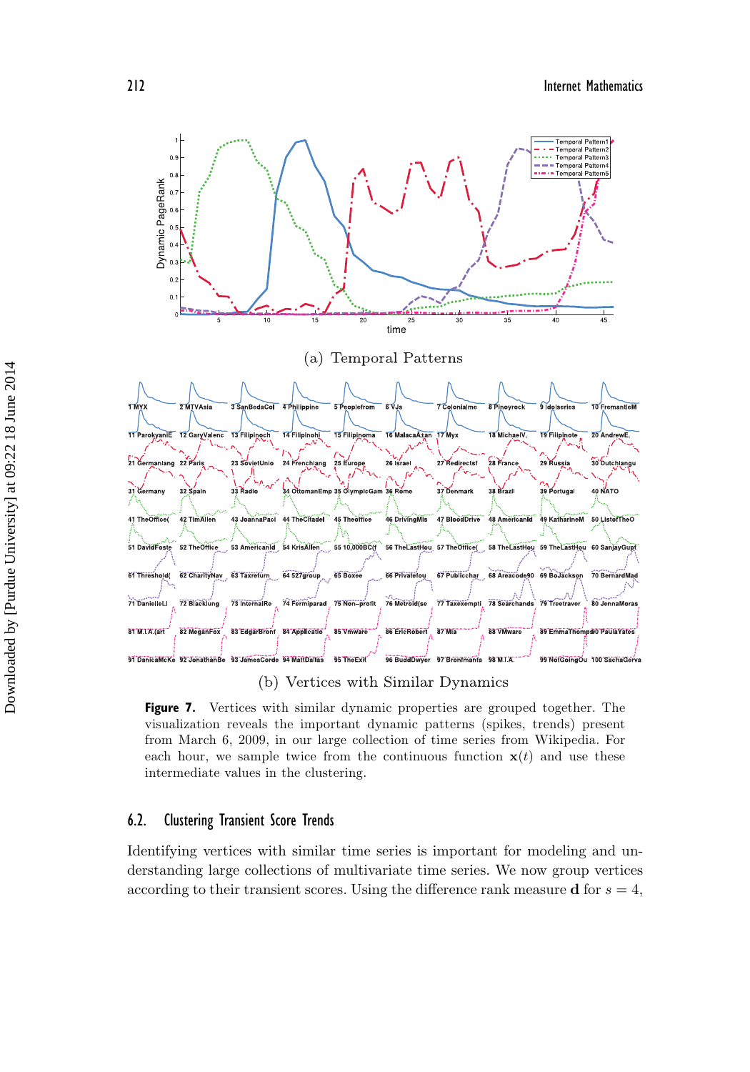(a) Temporal Patterns

(b) Vertices with Similar Dynamics

**Figure 7.** Vertices with similar dynamic properties are grouped together. The visualization reveals the important dynamic patterns (spikes, trends) present from March 6, 2009, in our large collection of time series from Wikipedia. For each hour, we sample twice from the continuous function $\mathbf{x}(t)$ and use these intermediate values in the clustering.

## 6.2. Clustering Transient Score Trends

Identifying vertices with similar time series is important for modeling and understanding large collections of multivariate time series. We now group vertices according to their transient scores. Using the difference rank measure $\mathbf{d}$ for $s = 4$,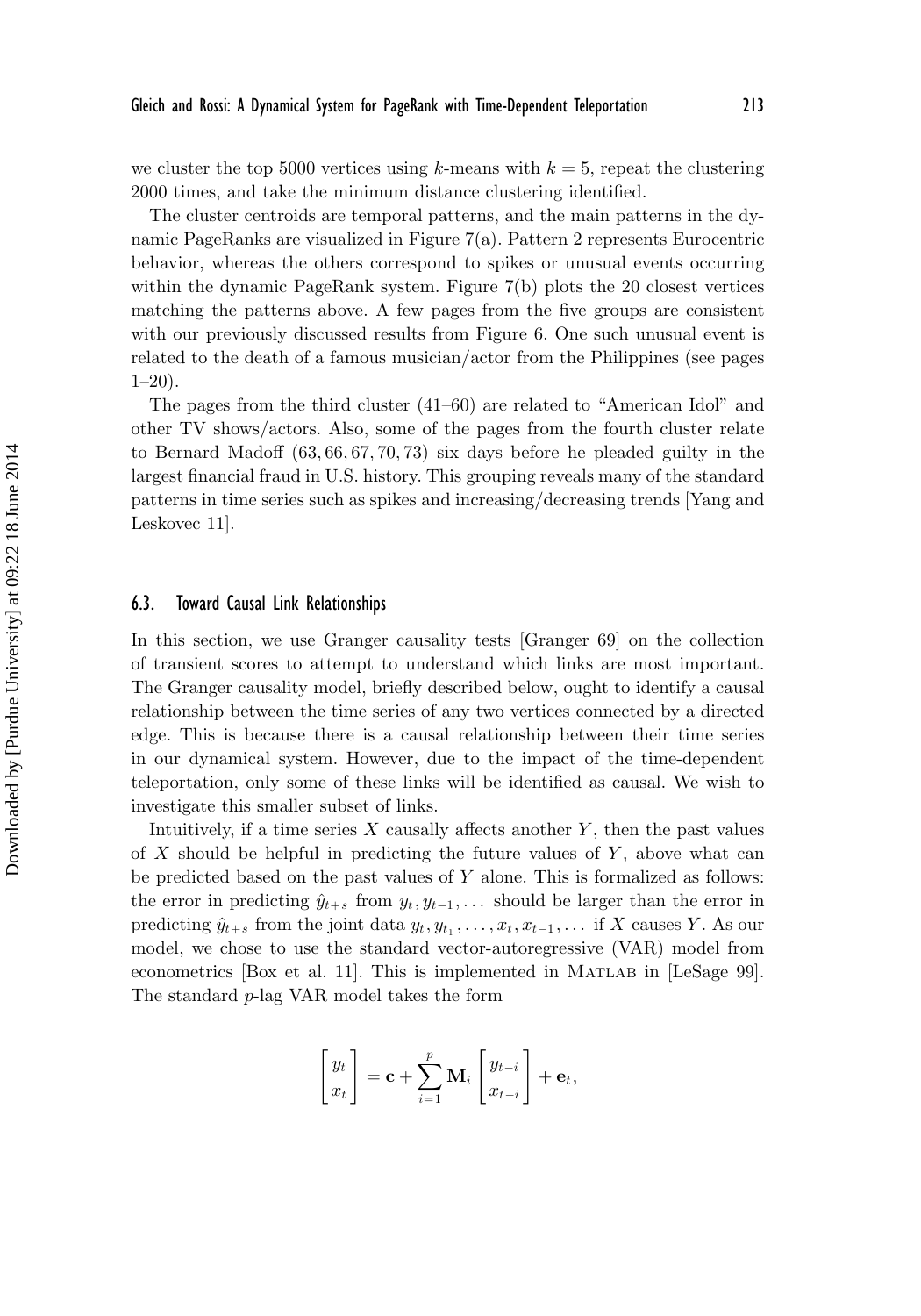we cluster the top 5000 vertices using $k$-means with $k = 5$, repeat the clustering 2000 times, and take the minimum distance clustering identified.

The cluster centroids are temporal patterns, and the main patterns in the dynamic PageRanks are visualized in Figure 7(a). Pattern 2 represents Eurocentric behavior, whereas the others correspond to spikes or unusual events occurring within the dynamic PageRank system. Figure 7(b) plots the 20 closest vertices matching the patterns above. A few pages from the five groups are consistent with our previously discussed results from Figure 6. One such unusual event is related to the death of a famous musician/actor from the Philippines (see pages 1–20).

The pages from the third cluster (41–60) are related to "American Idol" and other TV shows/actors. Also, some of the pages from the fourth cluster relate to Bernard Madoff $(63, 66, 67, 70, 73)$ six days before he pleaded guilty in the largest financial fraud in U.S. history. This grouping reveals many of the standard patterns in time series such as spikes and increasing/decreasing trends [Yang and Leskovec 11].

### 6.3. Toward Causal Link Relationships

In this section, we use Granger causality tests [Granger 69] on the collection of transient scores to attempt to understand which links are most important. The Granger causality model, briefly described below, ought to identify a causal relationship between the time series of any two vertices connected by a directed edge. This is because there is a causal relationship between their time series in our dynamical system. However, due to the impact of the time-dependent teleportation, only some of these links will be identified as causal. We wish to investigate this smaller subset of links.

Intuitively, if a time series $X$ causally affects another $Y$, then the past values of $X$ should be helpful in predicting the future values of $Y$, above what can be predicted based on the past values of $Y$ alone. This is formalized as follows: the error in predicting $\hat{y}_{t+s}$ from $y_t, y_{t-1}, \ldots$ should be larger than the error in predicting $\hat{y}_{t+s}$ from the joint data $y_t, y_{t_1}, \ldots, x_t, x_{t-1}, \ldots$ if $X$ causes $Y$. As our model, we chose to use the standard vector-autoregressive (VAR) model from econometrics [Box et al. 11]. This is implemented in MATLAB in [LeSage 99]. The standard $p$-lag VAR model takes the form

$$\begin{bmatrix} y_t \\ x_t \end{bmatrix} = \mathbf{c} + \sum_{i=1}^{p} \mathbf{M}_i \begin{bmatrix} y_{t-i} \\ x_{t-i} \end{bmatrix} + \mathbf{e}_t,$$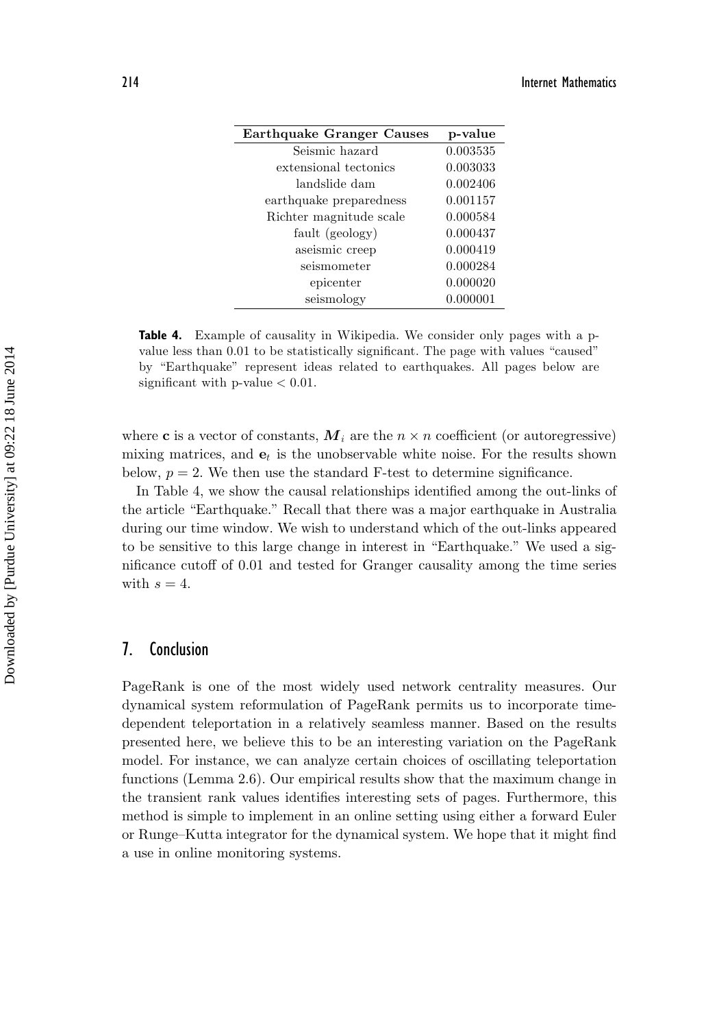| Earthquake Granger Causes | p-value |
|---|---|
| Seismic hazard | 0.003535 |
| extensional tectonics | 0.003033 |
| landslide dam | 0.002406 |
| earthquake preparedness | 0.001157 |
| Richter magnitude scale | 0.000584 |
| fault (geology) | 0.000437 |
| aseismic creep | 0.000419 |
| seismometer | 0.000284 |
| epicenter | 0.000020 |
| seismology | 0.000001 |

**Table 4.** Example of causality in Wikipedia. We consider only pages with a p-value less than 0.01 to be statistically significant. The page with values "caused" by "Earthquake" represent ideas related to earthquakes. All pages below are significant with p-value $< 0.01$.

where $\mathbf{c}$ is a vector of constants, $\boldsymbol{M}_i$ are the $n \times n$ coefficient (or autoregressive) mixing matrices, and $\mathbf{e}_t$ is the unobservable white noise. For the results shown below, $p = 2$. We then use the standard F-test to determine significance.

In Table 4, we show the causal relationships identified among the out-links of the article "Earthquake." Recall that there was a major earthquake in Australia during our time window. We wish to understand which of the out-links appeared to be sensitive to this large change in interest in "Earthquake." We used a significance cutoff of 0.01 and tested for Granger causality among the time series with $s = 4$.

## 7. Conclusion

PageRank is one of the most widely used network centrality measures. Our dynamical system reformulation of PageRank permits us to incorporate time-dependent teleportation in a relatively seamless manner. Based on the results presented here, we believe this to be an interesting variation on the PageRank model. For instance, we can analyze certain choices of oscillating teleportation functions (Lemma 2.6). Our empirical results show that the maximum change in the transient rank values identifies interesting sets of pages. Furthermore, this method is simple to implement in an online setting using either a forward Euler or Runge–Kutta integrator for the dynamical system. We hope that it might find a use in online monitoring systems.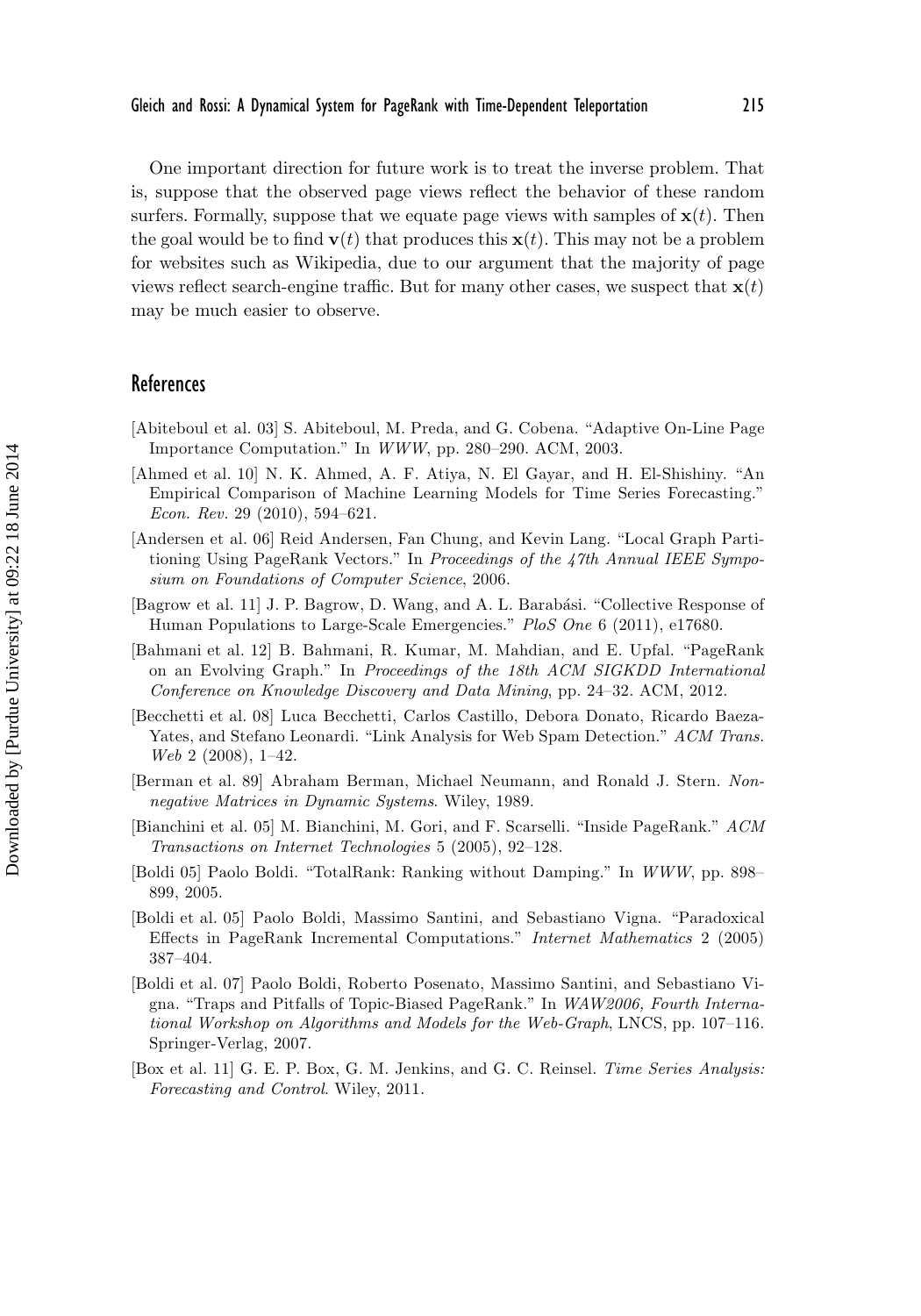One important direction for future work is to treat the inverse problem. That is, suppose that the observed page views reflect the behavior of these random surfers. Formally, suppose that we equate page views with samples of $\mathbf{x}(t)$. Then the goal would be to find $\mathbf{v}(t)$ that produces this $\mathbf{x}(t)$. This may not be a problem for websites such as Wikipedia, due to our argument that the majority of page views reflect search-engine traffic. But for many other cases, we suspect that $\mathbf{x}(t)$ may be much easier to observe.

## References

[Abiteboul et al. 03] S. Abiteboul, M. Preda, and G. Cobena. "Adaptive On-Line Page Importance Computation." In *WWW*, pp. 280–290. ACM, 2003.

[Ahmed et al. 10] N. K. Ahmed, A. F. Atiya, N. El Gayar, and H. El-Shishiny. "An Empirical Comparison of Machine Learning Models for Time Series Forecasting." *Econ. Rev.* 29 (2010), 594–621.

[Andersen et al. 06] Reid Andersen, Fan Chung, and Kevin Lang. "Local Graph Partitioning Using PageRank Vectors." In *Proceedings of the 47th Annual IEEE Symposium on Foundations of Computer Science*, 2006.

[Bagrow et al. 11] J. P. Bagrow, D. Wang, and A. L. Barabási. "Collective Response of Human Populations to Large-Scale Emergencies." *PloS One* 6 (2011), e17680.

[Bahmani et al. 12] B. Bahmani, R. Kumar, M. Mahdian, and E. Upfal. "PageRank on an Evolving Graph." In *Proceedings of the 18th ACM SIGKDD International Conference on Knowledge Discovery and Data Mining*, pp. 24–32. ACM, 2012.

[Becchetti et al. 08] Luca Becchetti, Carlos Castillo, Debora Donato, Ricardo Baeza-Yates, and Stefano Leonardi. "Link Analysis for Web Spam Detection." *ACM Trans. Web* 2 (2008), 1–42.

[Berman et al. 89] Abraham Berman, Michael Neumann, and Ronald J. Stern. *Nonnegative Matrices in Dynamic Systems*. Wiley, 1989.

[Bianchini et al. 05] M. Bianchini, M. Gori, and F. Scarselli. "Inside PageRank." *ACM Transactions on Internet Technologies* 5 (2005), 92–128.

[Boldi 05] Paolo Boldi. "TotalRank: Ranking without Damping." In *WWW*, pp. 898–899, 2005.

[Boldi et al. 05] Paolo Boldi, Massimo Santini, and Sebastiano Vigna. "Paradoxical Effects in PageRank Incremental Computations." *Internet Mathematics* 2 (2005) 387–404.

[Boldi et al. 07] Paolo Boldi, Roberto Posenato, Massimo Santini, and Sebastiano Vigna. "Traps and Pitfalls of Topic-Biased PageRank." In *WAW2006, Fourth International Workshop on Algorithms and Models for the Web-Graph*, LNCS, pp. 107–116. Springer-Verlag, 2007.

[Box et al. 11] G. E. P. Box, G. M. Jenkins, and G. C. Reinsel. *Time Series Analysis: Forecasting and Control*. Wiley, 2011.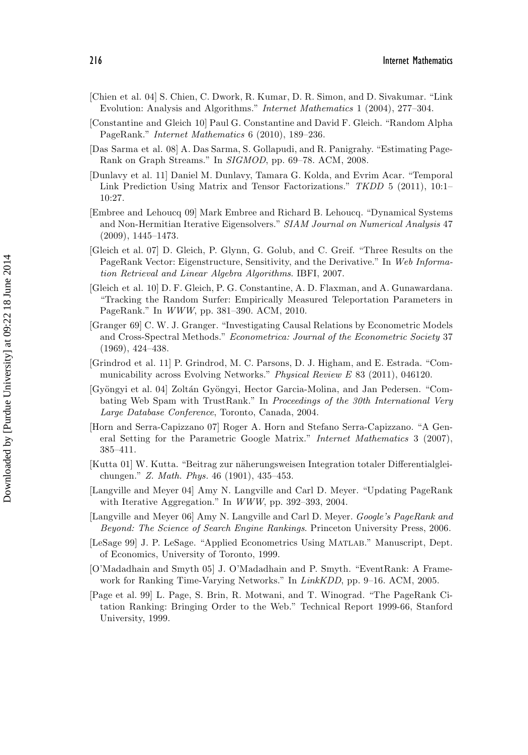[Chien et al. 04] S. Chien, C. Dwork, R. Kumar, D. R. Simon, and D. Sivakumar. "Link Evolution: Analysis and Algorithms." *Internet Mathematics* 1 (2004), 277–304.

[Constantine and Gleich 10] Paul G. Constantine and David F. Gleich. "Random Alpha PageRank." *Internet Mathematics* 6 (2010), 189–236.

[Das Sarma et al. 08] A. Das Sarma, S. Gollapudi, and R. Panigrahy. "Estimating PageRank on Graph Streams." In *SIGMOD*, pp. 69–78. ACM, 2008.

[Dunlavy et al. 11] Daniel M. Dunlavy, Tamara G. Kolda, and Evrim Acar. "Temporal Link Prediction Using Matrix and Tensor Factorizations." *TKDD* 5 (2011), 10:1–10:27.

[Embree and Lehoucq 09] Mark Embree and Richard B. Lehoucq. "Dynamical Systems and Non-Hermitian Iterative Eigensolvers." *SIAM Journal on Numerical Analysis* 47 (2009), 1445–1473.

[Gleich et al. 07] D. Gleich, P. Glynn, G. Golub, and C. Greif. "Three Results on the PageRank Vector: Eigenstructure, Sensitivity, and the Derivative." In *Web Information Retrieval and Linear Algebra Algorithms*. IBFI, 2007.

[Gleich et al. 10] D. F. Gleich, P. G. Constantine, A. D. Flaxman, and A. Gunawardana. "Tracking the Random Surfer: Empirically Measured Teleportation Parameters in PageRank." In *WWW*, pp. 381–390. ACM, 2010.

[Granger 69] C. W. J. Granger. "Investigating Causal Relations by Econometric Models and Cross-Spectral Methods." *Econometrica: Journal of the Econometric Society* 37 (1969), 424–438.

[Grindrod et al. 11] P. Grindrod, M. C. Parsons, D. J. Higham, and E. Estrada. "Communicability across Evolving Networks." *Physical Review E* 83 (2011), 046120.

[Gyöngyi et al. 04] Zoltán Gyöngyi, Hector Garcia-Molina, and Jan Pedersen. "Combating Web Spam with TrustRank." In *Proceedings of the 30th International Very Large Database Conference*, Toronto, Canada, 2004.

[Horn and Serra-Capizzano 07] Roger A. Horn and Stefano Serra-Capizzano. "A General Setting for the Parametric Google Matrix." *Internet Mathematics* 3 (2007), 385–411.

[Kutta 01] W. Kutta. "Beitrag zur näherungsweisen Integration totaler Differentialgleichungen." *Z. Math. Phys.* 46 (1901), 435–453.

[Langville and Meyer 04] Amy N. Langville and Carl D. Meyer. "Updating PageRank with Iterative Aggregation." In *WWW*, pp. 392–393, 2004.

[Langville and Meyer 06] Amy N. Langville and Carl D. Meyer. *Google's PageRank and Beyond: The Science of Search Engine Rankings*. Princeton University Press, 2006.

[LeSage 99] J. P. LeSage. "Applied Econometrics Using Matlab." Manuscript, Dept. of Economics, University of Toronto, 1999.

[O'Madadhain and Smyth 05] J. O'Madadhain and P. Smyth. "EventRank: A Framework for Ranking Time-Varying Networks." In *LinkKDD*, pp. 9–16. ACM, 2005.

[Page et al. 99] L. Page, S. Brin, R. Motwani, and T. Winograd. "The PageRank Citation Ranking: Bringing Order to the Web." Technical Report 1999-66, Stanford University, 1999.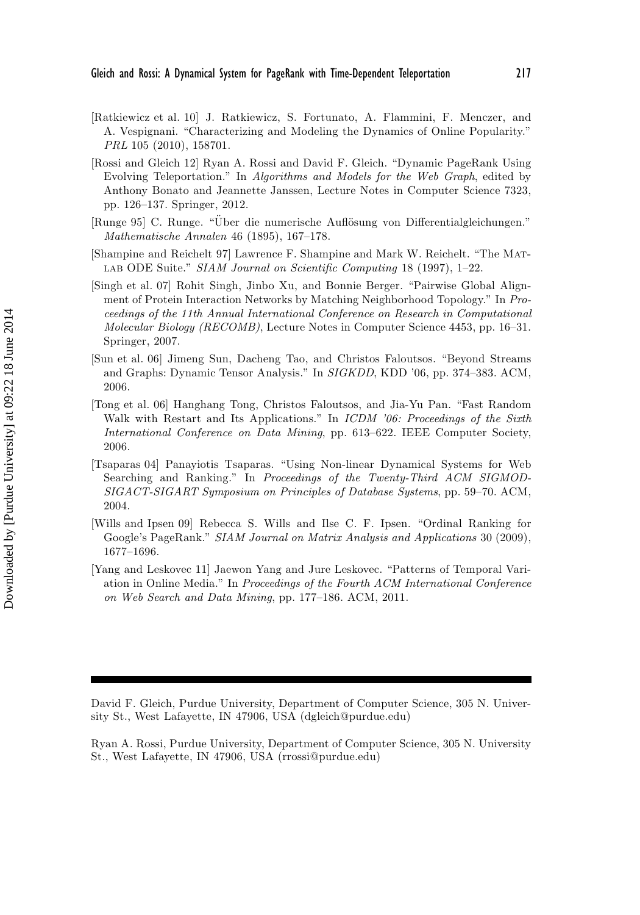[Ratkiewicz et al. 10] J. Ratkiewicz, S. Fortunato, A. Flammini, F. Menczer, and A. Vespignani. "Characterizing and Modeling the Dynamics of Online Popularity." *PRL* 105 (2010), 158701.

[Rossi and Gleich 12] Ryan A. Rossi and David F. Gleich. "Dynamic PageRank Using Evolving Teleportation." In *Algorithms and Models for the Web Graph*, edited by Anthony Bonato and Jeannette Janssen, Lecture Notes in Computer Science 7323, pp. 126–137. Springer, 2012.

[Runge 95] C. Runge. "Über die numerische Auflösung von Differentialgleichungen." *Mathematische Annalen* 46 (1895), 167–178.

[Shampine and Reichelt 97] Lawrence F. Shampine and Mark W. Reichelt. "The MATLAB ODE Suite." *SIAM Journal on Scientific Computing* 18 (1997), 1–22.

[Singh et al. 07] Rohit Singh, Jinbo Xu, and Bonnie Berger. "Pairwise Global Alignment of Protein Interaction Networks by Matching Neighborhood Topology." In *Proceedings of the 11th Annual International Conference on Research in Computational Molecular Biology (RECOMB)*, Lecture Notes in Computer Science 4453, pp. 16–31. Springer, 2007.

[Sun et al. 06] Jimeng Sun, Dacheng Tao, and Christos Faloutsos. "Beyond Streams and Graphs: Dynamic Tensor Analysis." In *SIGKDD*, KDD '06, pp. 374–383. ACM, 2006.

[Tong et al. 06] Hanghang Tong, Christos Faloutsos, and Jia-Yu Pan. "Fast Random Walk with Restart and Its Applications." In *ICDM '06: Proceedings of the Sixth International Conference on Data Mining*, pp. 613–622. IEEE Computer Society, 2006.

[Tsaparas 04] Panayiotis Tsaparas. "Using Non-linear Dynamical Systems for Web Searching and Ranking." In *Proceedings of the Twenty-Third ACM SIGMOD-SIGACT-SIGART Symposium on Principles of Database Systems*, pp. 59–70. ACM, 2004.

[Wills and Ipsen 09] Rebecca S. Wills and Ilse C. F. Ipsen. "Ordinal Ranking for Google's PageRank." *SIAM Journal on Matrix Analysis and Applications* 30 (2009), 1677–1696.

[Yang and Leskovec 11] Jaewon Yang and Jure Leskovec. "Patterns of Temporal Variation in Online Media." In *Proceedings of the Fourth ACM International Conference on Web Search and Data Mining*, pp. 177–186. ACM, 2011.

---

David F. Gleich, Purdue University, Department of Computer Science, 305 N. University St., West Lafayette, IN 47906, USA (dgleich@purdue.edu)

Ryan A. Rossi, Purdue University, Department of Computer Science, 305 N. University St., West Lafayette, IN 47906, USA (rrossi@purdue.edu)